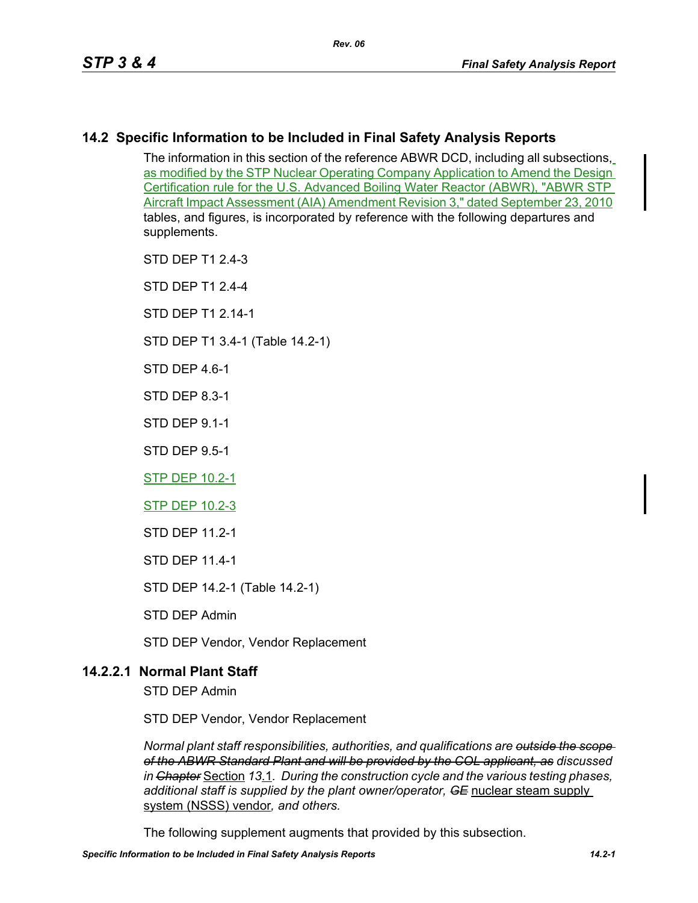## 14.2 Specific Information to be Included in Final Safety Analysis Reports

The information in this section of the reference ABWR DCD, including all subsections, as modified by the STP Nuclear Operating Company Application to Amend the Design Certification rule for the U.S. Advanced Boiling Water Reactor (ABWR), "ABWR STP Aircraft Impact Assessment (AIA) Amendment Revision 3," dated September 23, 2010 tables, and figures, is incorporated by reference with the following departures and supplements.

STD DEP T1 2.4-3

STD DEP T1 2.4-4

STD DEP T1 2.14-1

STD DEP T1 3.4-1 (Table 14.2-1)

STD DEP 4.6-1

STD DEP 8.3-1

STD DEP 9.1-1

STD DEP 9.5-1

STP DEP 10.2-1

STP DEP 10.2-3

STD DEP 11.2-1

STD DEP 11.4-1

STD DEP 14.2-1 (Table 14.2-1)

STD DEP Admin

STD DEP Vendor, Vendor Replacement

### 14.2.2.1 Normal Plant Staff

STD DEP Admin

STD DEP Vendor, Vendor Replacement

*Normal plant staff responsibilities, authorities, and qualifications are ~~outside the scope of the ABWR Standard Plant and will be provided by the COL applicant, as~~ discussed in ~~Chapter~~* Section *13*.1*. During the construction cycle and the various testing phases, additional staff is supplied by the plant owner/operator, ~~GE~~* nuclear steam supply system (NSSS) vendor*, and others.*

The following supplement augments that provided by this subsection.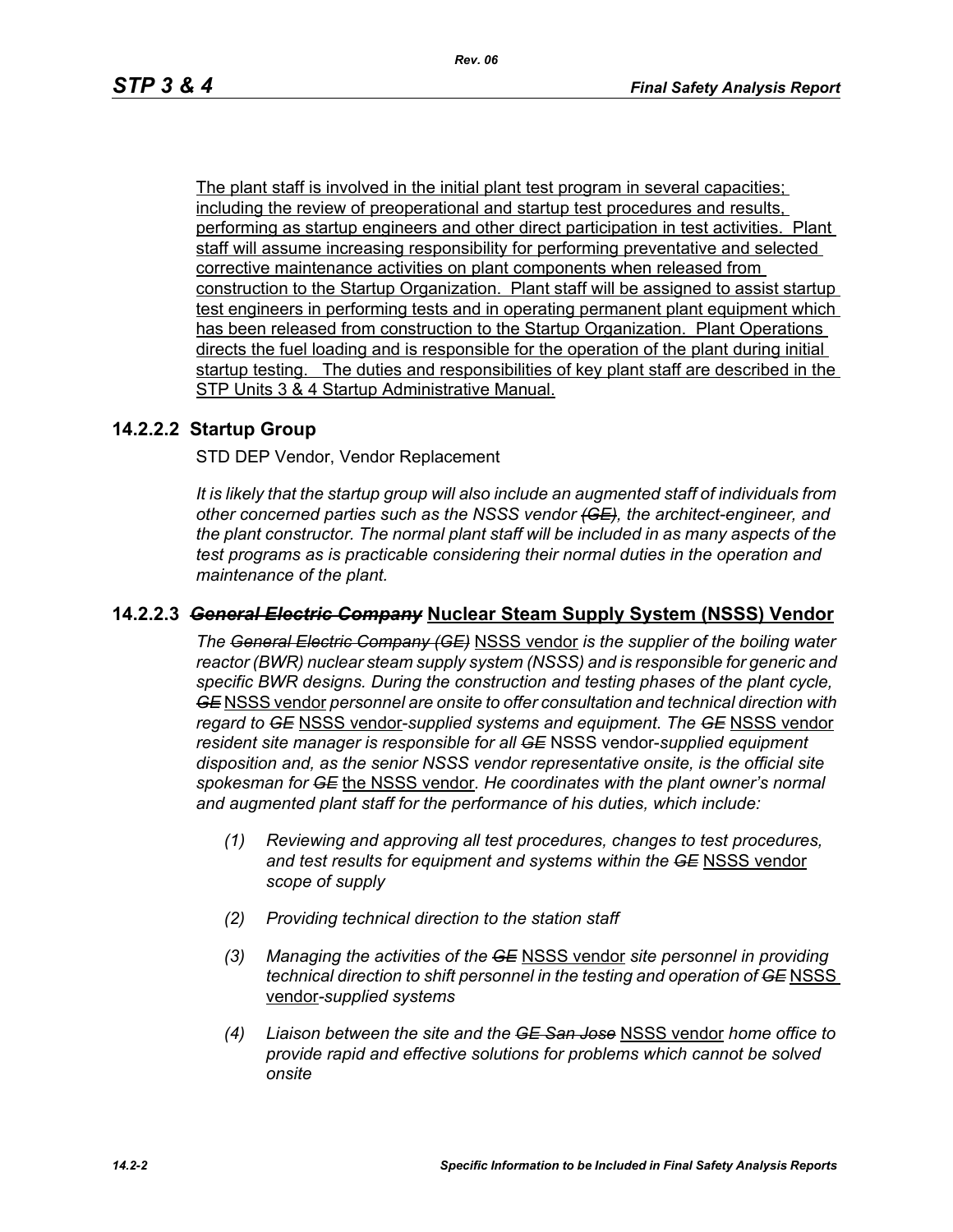The plant staff is involved in the initial plant test program in several capacities; including the review of preoperational and startup test procedures and results, performing as startup engineers and other direct participation in test activities. Plant staff will assume increasing responsibility for performing preventative and selected corrective maintenance activities on plant components when released from construction to the Startup Organization. Plant staff will be assigned to assist startup test engineers in performing tests and in operating permanent plant equipment which has been released from construction to the Startup Organization. Plant Operations directs the fuel loading and is responsible for the operation of the plant during initial startup testing. The duties and responsibilities of key plant staff are described in the STP Units 3 & 4 Startup Administrative Manual.

## 14.2.2.2 Startup Group

STD DEP Vendor, Vendor Replacement

*It is likely that the startup group will also include an augmented staff of individuals from other concerned parties such as the NSSS vendor ~~(GE)~~, the architect-engineer, and the plant constructor. The normal plant staff will be included in as many aspects of the test programs as is practicable considering their normal duties in the operation and maintenance of the plant.*

## 14.2.2.3 ~~*General Electric Company*~~ Nuclear Steam Supply System (NSSS) Vendor

*The ~~General Electric Company (GE)~~* NSSS vendor *is the supplier of the boiling water reactor (BWR) nuclear steam supply system (NSSS) and is responsible for generic and specific BWR designs. During the construction and testing phases of the plant cycle, ~~GE~~* NSSS vendor *personnel are onsite to offer consultation and technical direction with regard to ~~GE~~* NSSS vendor*-supplied systems and equipment. The ~~GE~~* NSSS vendor *resident site manager is responsible for all ~~GE~~* NSSS vendor*-supplied equipment disposition and, as the senior NSSS vendor representative onsite, is the official site spokesman for ~~GE~~* the NSSS vendor*. He coordinates with the plant owner's normal and augmented plant staff for the performance of his duties, which include:*

*(1) Reviewing and approving all test procedures, changes to test procedures, and test results for equipment and systems within the ~~GE~~* NSSS vendor *scope of supply*

*(2) Providing technical direction to the station staff*

*(3) Managing the activities of the ~~GE~~* NSSS vendor *site personnel in providing technical direction to shift personnel in the testing and operation of ~~GE~~* NSSS vendor*-supplied systems*

*(4) Liaison between the site and the ~~GE San Jose~~* NSSS vendor *home office to provide rapid and effective solutions for problems which cannot be solved onsite*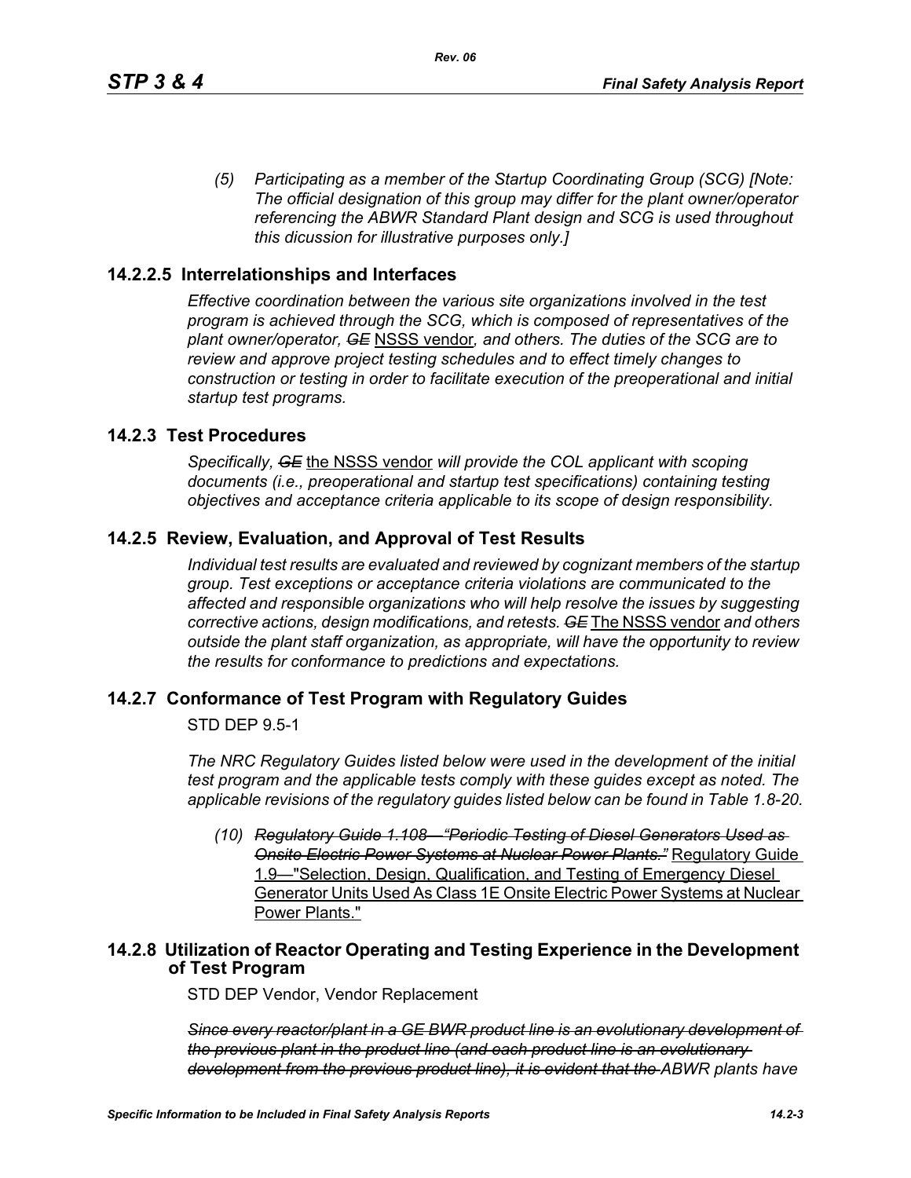*(5) Participating as a member of the Startup Coordinating Group (SCG) [Note: The official designation of this group may differ for the plant owner/operator referencing the ABWR Standard Plant design and SCG is used throughout this dicussion for illustrative purposes only.]*

## 14.2.2.5 Interrelationships and Interfaces

*Effective coordination between the various site organizations involved in the test program is achieved through the SCG, which is composed of representatives of the plant owner/operator, ~~GE~~* NSSS vendor*, and others. The duties of the SCG are to review and approve project testing schedules and to effect timely changes to construction or testing in order to facilitate execution of the preoperational and initial startup test programs.*

## 14.2.3 Test Procedures

*Specifically, ~~GE~~* the NSSS vendor *will provide the COL applicant with scoping documents (i.e., preoperational and startup test specifications) containing testing objectives and acceptance criteria applicable to its scope of design responsibility.*

## 14.2.5 Review, Evaluation, and Approval of Test Results

*Individual test results are evaluated and reviewed by cognizant members of the startup group. Test exceptions or acceptance criteria violations are communicated to the affected and responsible organizations who will help resolve the issues by suggesting corrective actions, design modifications, and retests. ~~GE~~* The NSSS vendor *and others outside the plant staff organization, as appropriate, will have the opportunity to review the results for conformance to predictions and expectations.*

## 14.2.7 Conformance of Test Program with Regulatory Guides

STD DEP 9.5-1

*The NRC Regulatory Guides listed below were used in the development of the initial test program and the applicable tests comply with these guides except as noted. The applicable revisions of the regulatory guides listed below can be found in Table 1.8-20.*

*(10) ~~Regulatory Guide 1.108—"Periodic Testing of Diesel Generators Used as Onsite Electric Power Systems at Nuclear Power Plants."~~* Regulatory Guide 1.9—"Selection, Design, Qualification, and Testing of Emergency Diesel Generator Units Used As Class 1E Onsite Electric Power Systems at Nuclear Power Plants."

## 14.2.8 Utilization of Reactor Operating and Testing Experience in the Development of Test Program

STD DEP Vendor, Vendor Replacement

*~~Since every reactor/plant in a GE BWR product line is an evolutionary development of the previous plant in the product line (and each product line is an evolutionary development from the previous product line), it is evident that the~~ ABWR plants have*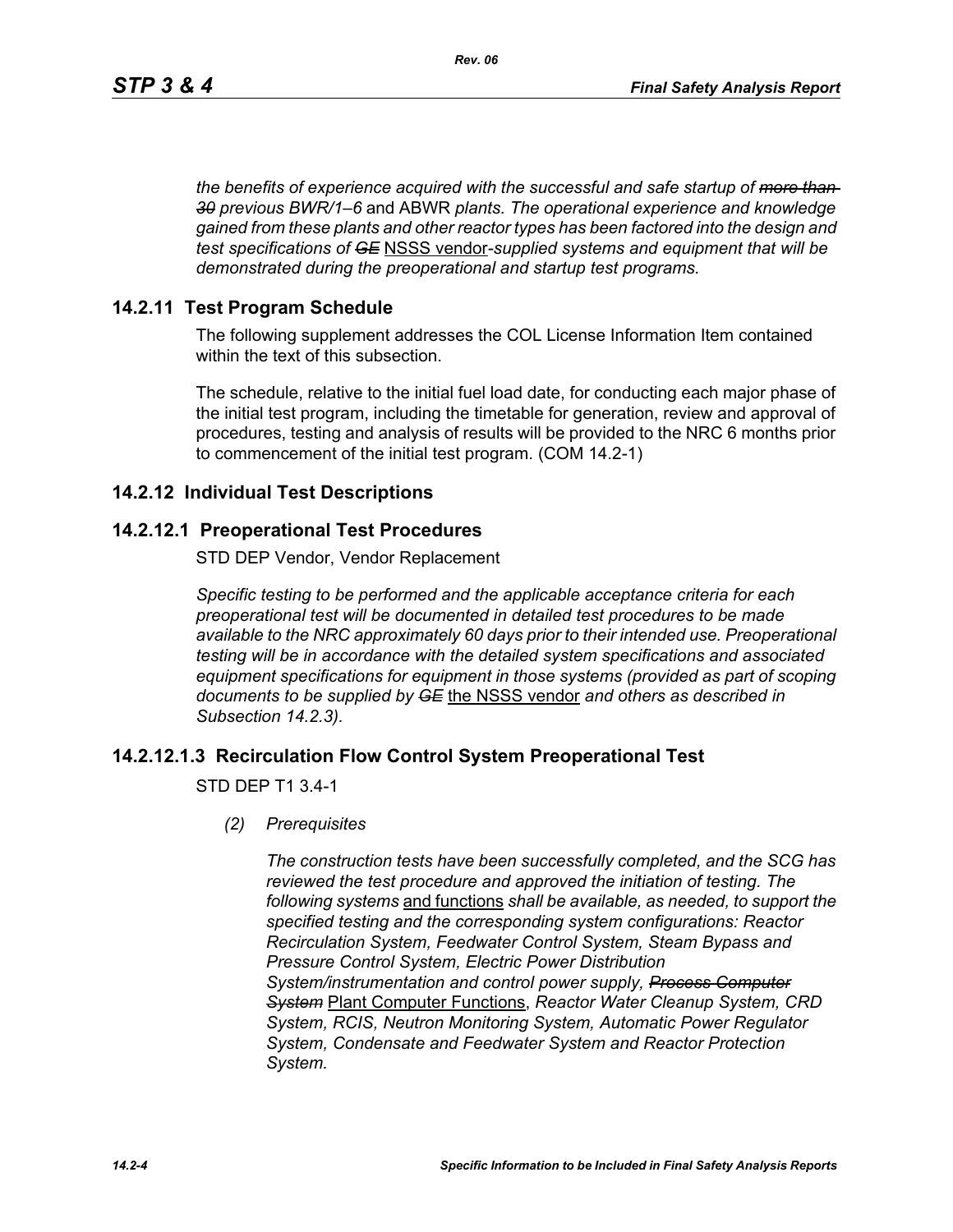*the benefits of experience acquired with the successful and safe startup of ~~more than 30~~ previous BWR/1–6* and ABWR *plants. The operational experience and knowledge gained from these plants and other reactor types has been factored into the design and test specifications of ~~GE~~* NSSS vendor-*supplied systems and equipment that will be demonstrated during the preoperational and startup test programs.*

## 14.2.11 Test Program Schedule

The following supplement addresses the COL License Information Item contained within the text of this subsection.

The schedule, relative to the initial fuel load date, for conducting each major phase of the initial test program, including the timetable for generation, review and approval of procedures, testing and analysis of results will be provided to the NRC 6 months prior to commencement of the initial test program. (COM 14.2-1)

## 14.2.12 Individual Test Descriptions

### 14.2.12.1 Preoperational Test Procedures

STD DEP Vendor, Vendor Replacement

*Specific testing to be performed and the applicable acceptance criteria for each preoperational test will be documented in detailed test procedures to be made available to the NRC approximately 60 days prior to their intended use. Preoperational testing will be in accordance with the detailed system specifications and associated equipment specifications for equipment in those systems (provided as part of scoping documents to be supplied by ~~GE~~* the NSSS vendor *and others as described in Subsection 14.2.3).*

### 14.2.12.1.3 Recirculation Flow Control System Preoperational Test

STD DEP T1 3.4-1

*(2) Prerequisites*

*The construction tests have been successfully completed, and the SCG has reviewed the test procedure and approved the initiation of testing. The following systems* and functions *shall be available, as needed, to support the specified testing and the corresponding system configurations: Reactor Recirculation System, Feedwater Control System, Steam Bypass and Pressure Control System, Electric Power Distribution System/instrumentation and control power supply, ~~Process Computer System~~* Plant Computer Functions, *Reactor Water Cleanup System, CRD System, RCIS, Neutron Monitoring System, Automatic Power Regulator System, Condensate and Feedwater System and Reactor Protection System.*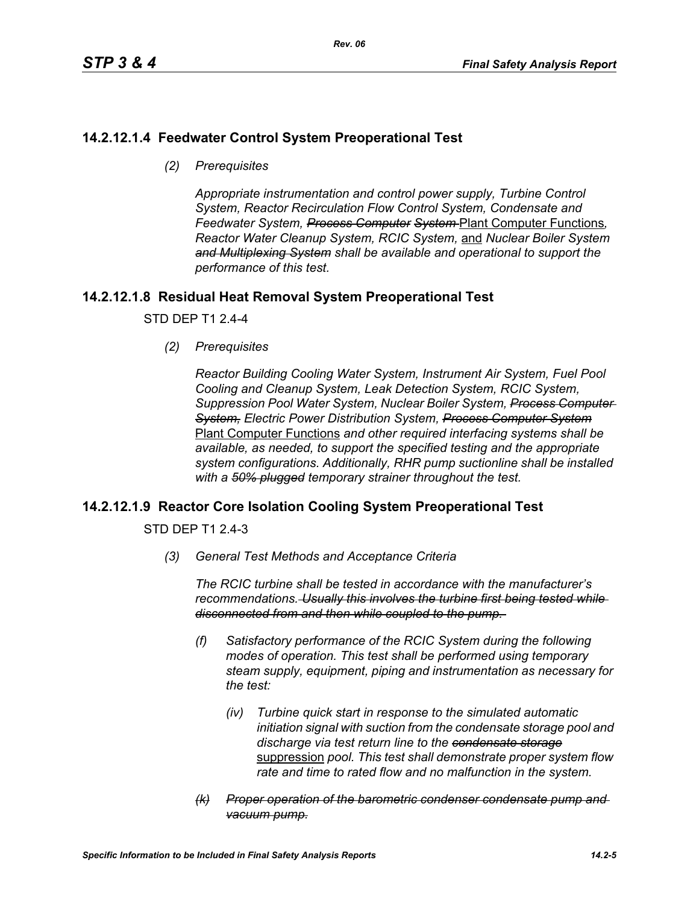### 14.2.12.1.4 Feedwater Control System Preoperational Test

*(2) Prerequisites*

*Appropriate instrumentation and control power supply, Turbine Control System, Reactor Recirculation Flow Control System, Condensate and Feedwater System, ~~Process Computer System~~* Plant Computer Functions*, Reactor Water Cleanup System, RCIC System,* and *Nuclear Boiler System ~~and Multiplexing System~~ shall be available and operational to support the performance of this test.*

### 14.2.12.1.8 Residual Heat Removal System Preoperational Test

STD DEP T1 2.4-4

*(2) Prerequisites*

*Reactor Building Cooling Water System, Instrument Air System, Fuel Pool Cooling and Cleanup System, Leak Detection System, RCIC System, Suppression Pool Water System, Nuclear Boiler System, ~~Process Computer System,~~ Electric Power Distribution System, ~~Process Computer System~~* Plant Computer Functions *and other required interfacing systems shall be available, as needed, to support the specified testing and the appropriate system configurations. Additionally, RHR pump suctionline shall be installed with a ~~50% plugged~~ temporary strainer throughout the test.*

### 14.2.12.1.9 Reactor Core Isolation Cooling System Preoperational Test

STD DEP T1 2.4-3

*(3) General Test Methods and Acceptance Criteria*

*The RCIC turbine shall be tested in accordance with the manufacturer's recommendations. ~~Usually this involves the turbine first being tested while disconnected from and then while coupled to the pump.~~*

*(f) Satisfactory performance of the RCIC System during the following modes of operation. This test shall be performed using temporary steam supply, equipment, piping and instrumentation as necessary for the test:*

*(iv) Turbine quick start in response to the simulated automatic initiation signal with suction from the condensate storage pool and discharge via test return line to the ~~condensate storage~~* suppression *pool. This test shall demonstrate proper system flow rate and time to rated flow and no malfunction in the system.*

*~~(k) Proper operation of the barometric condenser condensate pump and vacuum pump.~~*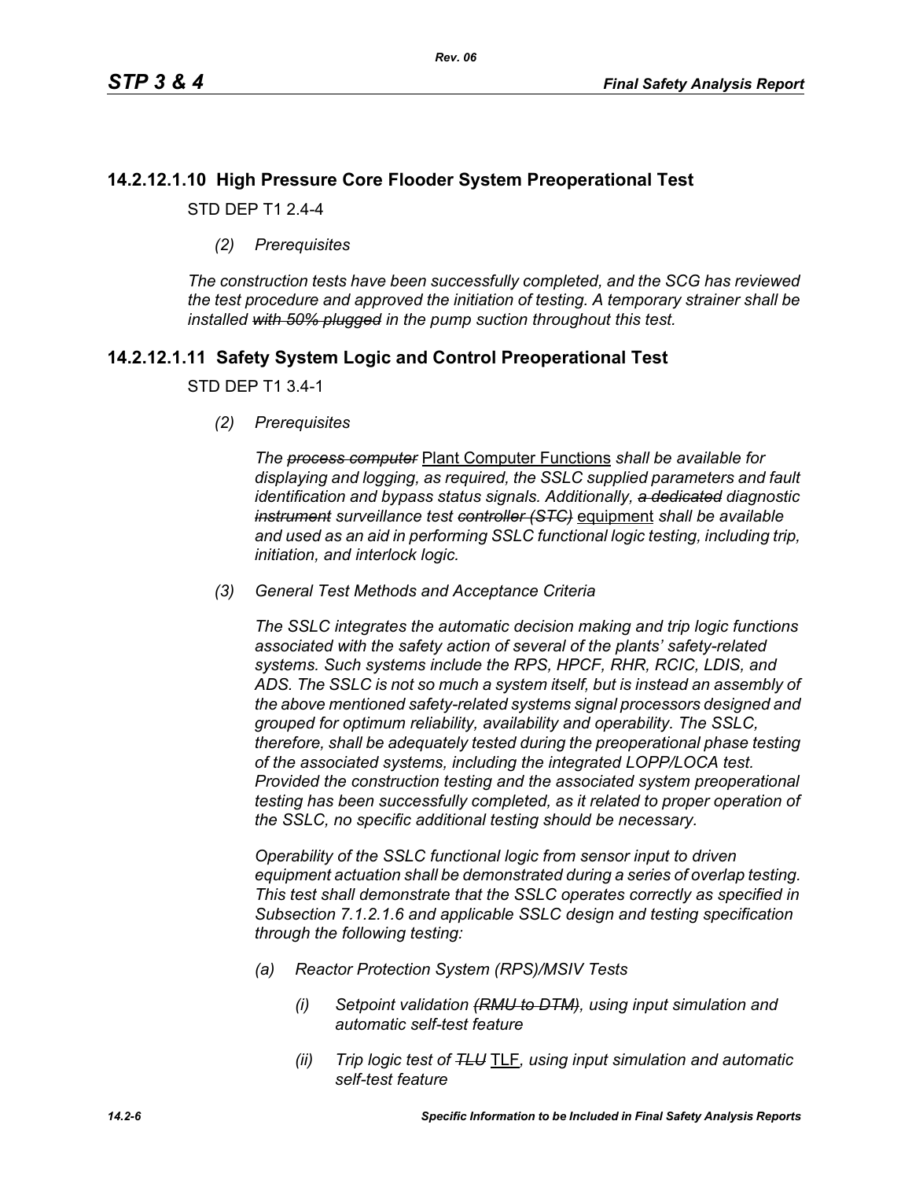## 14.2.12.1.10 High Pressure Core Flooder System Preoperational Test

STD DEP T1 2.4-4

*(2) Prerequisites*

*The construction tests have been successfully completed, and the SCG has reviewed the test procedure and approved the initiation of testing. A temporary strainer shall be installed ~~with 50% plugged~~ in the pump suction throughout this test.*

## 14.2.12.1.11 Safety System Logic and Control Preoperational Test

STD DEP T1 3.4-1

*(2) Prerequisites*

*The ~~process computer~~* <u>Plant Computer Functions</u> *shall be available for displaying and logging, as required, the SSLC supplied parameters and fault identification and bypass status signals. Additionally, ~~a dedicated~~ diagnostic ~~instrument~~ surveillance test ~~controller (STC)~~* <u>equipment</u> *shall be available and used as an aid in performing SSLC functional logic testing, including trip, initiation, and interlock logic.*

*(3) General Test Methods and Acceptance Criteria*

*The SSLC integrates the automatic decision making and trip logic functions associated with the safety action of several of the plants' safety-related systems. Such systems include the RPS, HPCF, RHR, RCIC, LDIS, and ADS. The SSLC is not so much a system itself, but is instead an assembly of the above mentioned safety-related systems signal processors designed and grouped for optimum reliability, availability and operability. The SSLC, therefore, shall be adequately tested during the preoperational phase testing of the associated systems, including the integrated LOPP/LOCA test. Provided the construction testing and the associated system preoperational testing has been successfully completed, as it related to proper operation of the SSLC, no specific additional testing should be necessary.*

*Operability of the SSLC functional logic from sensor input to driven equipment actuation shall be demonstrated during a series of overlap testing. This test shall demonstrate that the SSLC operates correctly as specified in Subsection 7.1.2.1.6 and applicable SSLC design and testing specification through the following testing:*

*(a) Reactor Protection System (RPS)/MSIV Tests*

*(i) Setpoint validation ~~(RMU to DTM)~~, using input simulation and automatic self-test feature*

*(ii) Trip logic test of ~~TLU~~* <u>TLF</u>*, using input simulation and automatic self-test feature*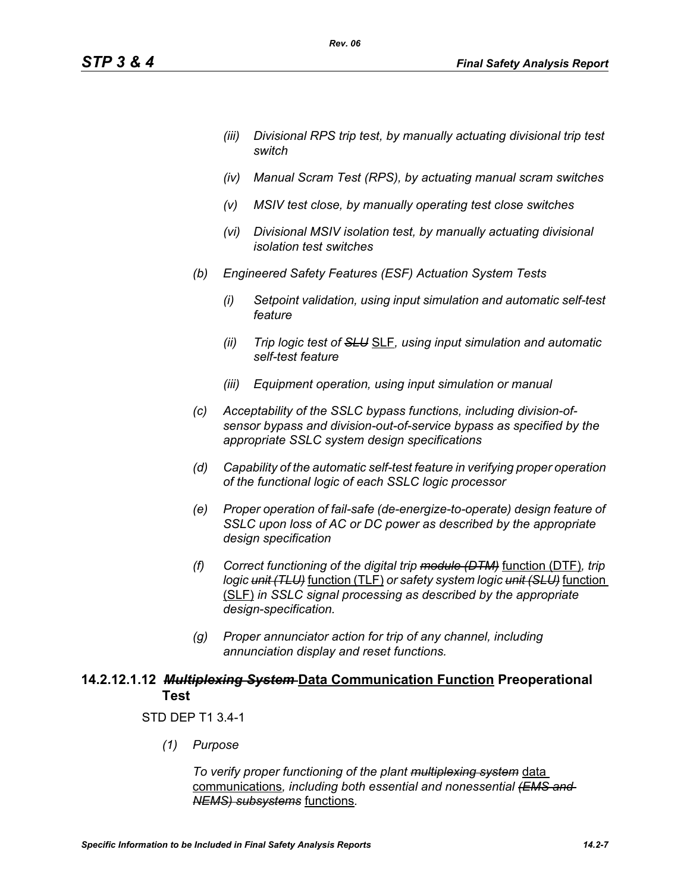*(iii) Divisional RPS trip test, by manually actuating divisional trip test switch*

*(iv) Manual Scram Test (RPS), by actuating manual scram switches*

*(v) MSIV test close, by manually operating test close switches*

*(vi) Divisional MSIV isolation test, by manually actuating divisional isolation test switches*

*(b) Engineered Safety Features (ESF) Actuation System Tests*

*(i) Setpoint validation, using input simulation and automatic self-test feature*

*(ii) Trip logic test of ~~SLU~~* SLF*, using input simulation and automatic self-test feature*

*(iii) Equipment operation, using input simulation or manual*

*(c) Acceptability of the SSLC bypass functions, including division-of-sensor bypass and division-out-of-service bypass as specified by the appropriate SSLC system design specifications*

*(d) Capability of the automatic self-test feature in verifying proper operation of the functional logic of each SSLC logic processor*

*(e) Proper operation of fail-safe (de-energize-to-operate) design feature of SSLC upon loss of AC or DC power as described by the appropriate design specification*

*(f) Correct functioning of the digital trip ~~module (DTM)~~* function (DTF)*, trip logic ~~unit (TLU)~~* function (TLF) *or safety system logic ~~unit (SLU)~~* function (SLF) *in SSLC signal processing as described by the appropriate design-specification.*

*(g) Proper annunciator action for trip of any channel, including annunciation display and reset functions.*

### 14.2.12.1.12 ~~*Multiplexing System*~~ Data Communication Function Preoperational Test

STD DEP T1 3.4-1

*(1) Purpose*

*To verify proper functioning of the plant ~~multiplexing system~~* data communications*, including both essential and nonessential ~~(EMS and NEMS) subsystems~~* functions*.*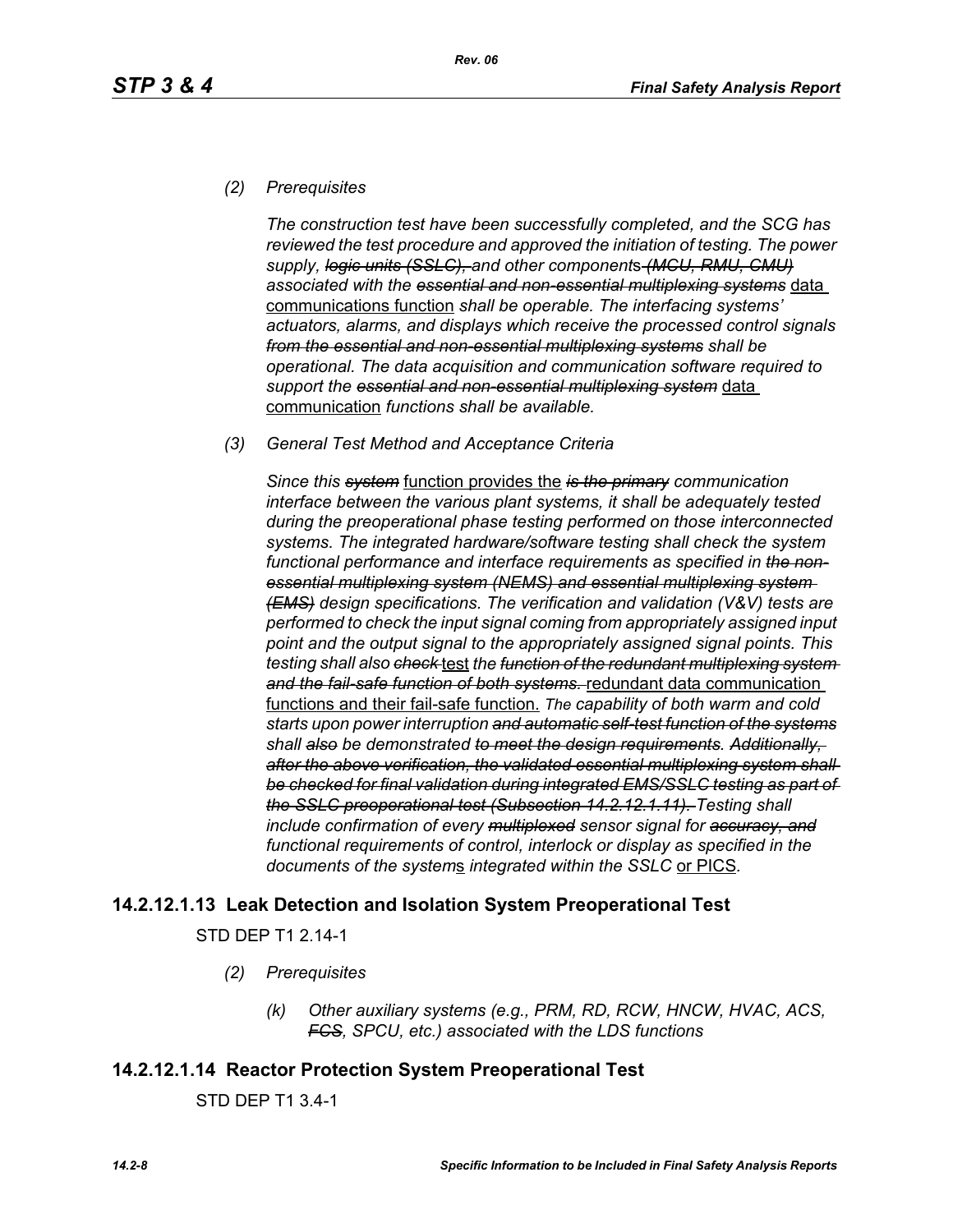*(2) Prerequisites*

*The construction test have been successfully completed, and the SCG has reviewed the test procedure and approved the initiation of testing. The power supply, ~~logic units (SSLC),~~ and other component*s *~~(MCU, RMU, CMU)~~ associated with the ~~essential and non-essential multiplexing systems~~* <u>data communications function</u> *shall be operable. The interfacing systems' actuators, alarms, and displays which receive the processed control signals ~~from the essential and non-essential multiplexing systems~~ shall be operational. The data acquisition and communication software required to support the ~~essential and non-essential multiplexing system~~* <u>data communication</u> *functions shall be available.*

*(3) General Test Method and Acceptance Criteria*

*Since this ~~system~~* <u>function provides the</u> *~~is the primary~~ communication interface between the various plant systems, it shall be adequately tested during the preoperational phase testing performed on those interconnected systems. The integrated hardware/software testing shall check the system functional performance and interface requirements as specified in ~~the non-essential multiplexing system (NEMS) and essential multiplexing system (EMS)~~ design specifications. The verification and validation (V&V) tests are performed to check the input signal coming from appropriately assigned input point and the output signal to the appropriately assigned signal points. This testing shall also ~~check~~* <u>test</u> *the ~~function of the redundant multiplexing system and the fail-safe function of both systems.~~* <u>redundant data communication functions and their fail-safe function.</u> *The capability of both warm and cold starts upon power interruption ~~and automatic self-test function of the systems~~ shall ~~also~~ be demonstrated ~~to meet the design requirements. Additionally, after the above verification, the validated essential multiplexing system shall be checked for final validation during integrated EMS/SSLC testing as part of the SSLC preoperational test (Subsection 14.2.12.1.11).~~ Testing shall include confirmation of every ~~multiplexed~~ sensor signal for ~~accuracy, and~~ functional requirements of control, interlock or display as specified in the documents of the system*<u>s</u> *integrated within the SSLC* <u>or PICS</u>.

## 14.2.12.1.13 Leak Detection and Isolation System Preoperational Test

STD DEP T1 2.14-1

*(2) Prerequisites*

*(k) Other auxiliary systems (e.g., PRM, RD, RCW, HNCW, HVAC, ACS, ~~FCS~~, SPCU, etc.) associated with the LDS functions*

## 14.2.12.1.14 Reactor Protection System Preoperational Test

STD DEP T1 3.4-1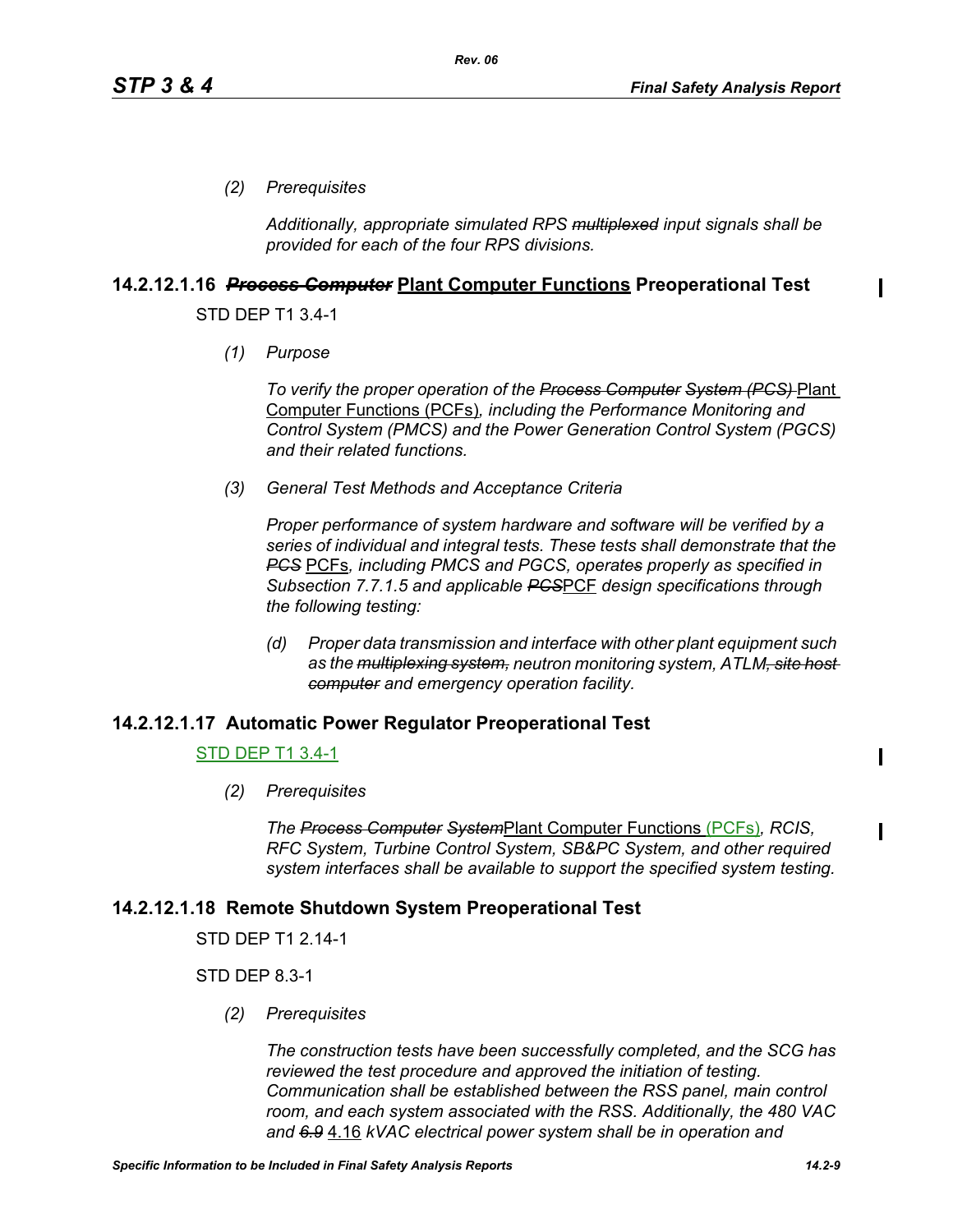*(2) Prerequisites*

*Additionally, appropriate simulated RPS ~~multiplexed~~ input signals shall be provided for each of the four RPS divisions.*

### 14.2.12.1.16 ~~*Process Computer*~~ Plant Computer Functions Preoperational Test

STD DEP T1 3.4-1

*(1) Purpose*

*To verify the proper operation of the ~~Process Computer System (PCS)~~* Plant Computer Functions (PCFs)*, including the Performance Monitoring and Control System (PMCS) and the Power Generation Control System (PGCS) and their related functions.*

*(3) General Test Methods and Acceptance Criteria*

*Proper performance of system hardware and software will be verified by a series of individual and integral tests. These tests shall demonstrate that the ~~PCS~~* PCFs*, including PMCS and PGCS, operate~~s~~ properly as specified in Subsection 7.7.1.5 and applicable ~~PCS~~*PCF *design specifications through the following testing:*

*(d) Proper data transmission and interface with other plant equipment such as the ~~multiplexing system,~~ neutron monitoring system, ATLM~~, site host computer~~ and emergency operation facility.*

### 14.2.12.1.17 Automatic Power Regulator Preoperational Test

STD DEP T1 3.4-1

*(2) Prerequisites*

*The ~~Process Computer System~~*Plant Computer Functions (PCFs)*, RCIS, RFC System, Turbine Control System, SB&PC System, and other required system interfaces shall be available to support the specified system testing.*

### 14.2.12.1.18 Remote Shutdown System Preoperational Test

STD DEP T1 2.14-1

STD DEP 8.3-1

*(2) Prerequisites*

*The construction tests have been successfully completed, and the SCG has reviewed the test procedure and approved the initiation of testing. Communication shall be established between the RSS panel, main control room, and each system associated with the RSS. Additionally, the 480 VAC and ~~6.9~~* 4.16 *kVAC electrical power system shall be in operation and*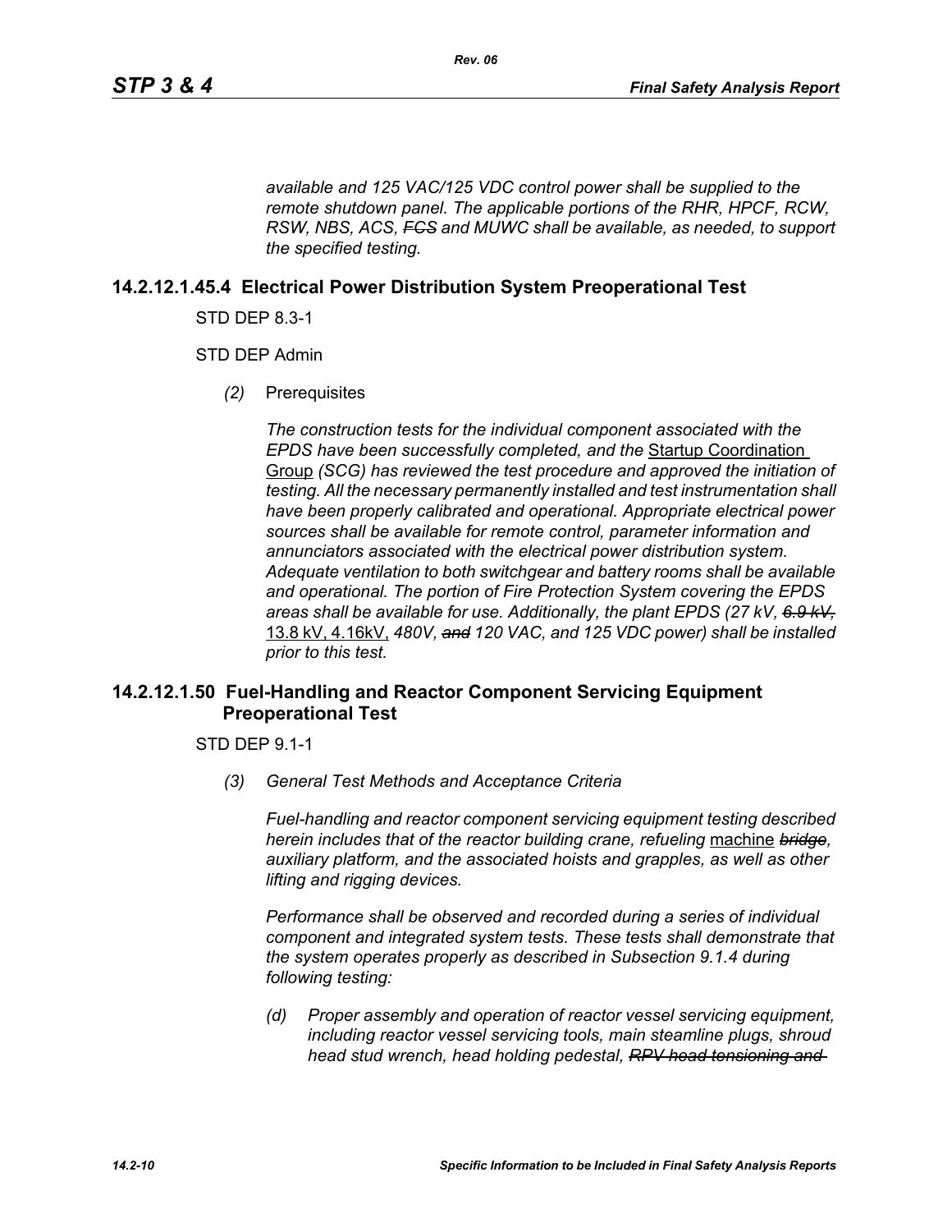*available and 125 VAC/125 VDC control power shall be supplied to the remote shutdown panel. The applicable portions of the RHR, HPCF, RCW, RSW, NBS, ACS, ~~FCS~~ and MUWC shall be available, as needed, to support the specified testing.*

## 14.2.12.1.45.4 Electrical Power Distribution System Preoperational Test

STD DEP 8.3-1

STD DEP Admin

*(2)* Prerequisites

*The construction tests for the individual component associated with the EPDS have been successfully completed, and the* <u>Startup Coordination Group</u> *(SCG) has reviewed the test procedure and approved the initiation of testing. All the necessary permanently installed and test instrumentation shall have been properly calibrated and operational. Appropriate electrical power sources shall be available for remote control, parameter information and annunciators associated with the electrical power distribution system. Adequate ventilation to both switchgear and battery rooms shall be available and operational. The portion of Fire Protection System covering the EPDS areas shall be available for use. Additionally, the plant EPDS (27 kV, ~~6.9 kV,~~* <u>13.8 kV, 4.16kV,</u> *480V, ~~and~~ 120 VAC, and 125 VDC power) shall be installed prior to this test.*

## 14.2.12.1.50 Fuel-Handling and Reactor Component Servicing Equipment Preoperational Test

STD DEP 9.1-1

*(3) General Test Methods and Acceptance Criteria*

*Fuel-handling and reactor component servicing equipment testing described herein includes that of the reactor building crane, refueling* <u>machine</u> *~~bridge~~, auxiliary platform, and the associated hoists and grapples, as well as other lifting and rigging devices.*

*Performance shall be observed and recorded during a series of individual component and integrated system tests. These tests shall demonstrate that the system operates properly as described in Subsection 9.1.4 during following testing:*

*(d) Proper assembly and operation of reactor vessel servicing equipment, including reactor vessel servicing tools, main steamline plugs, shroud head stud wrench, head holding pedestal, ~~RPV head tensioning and~~*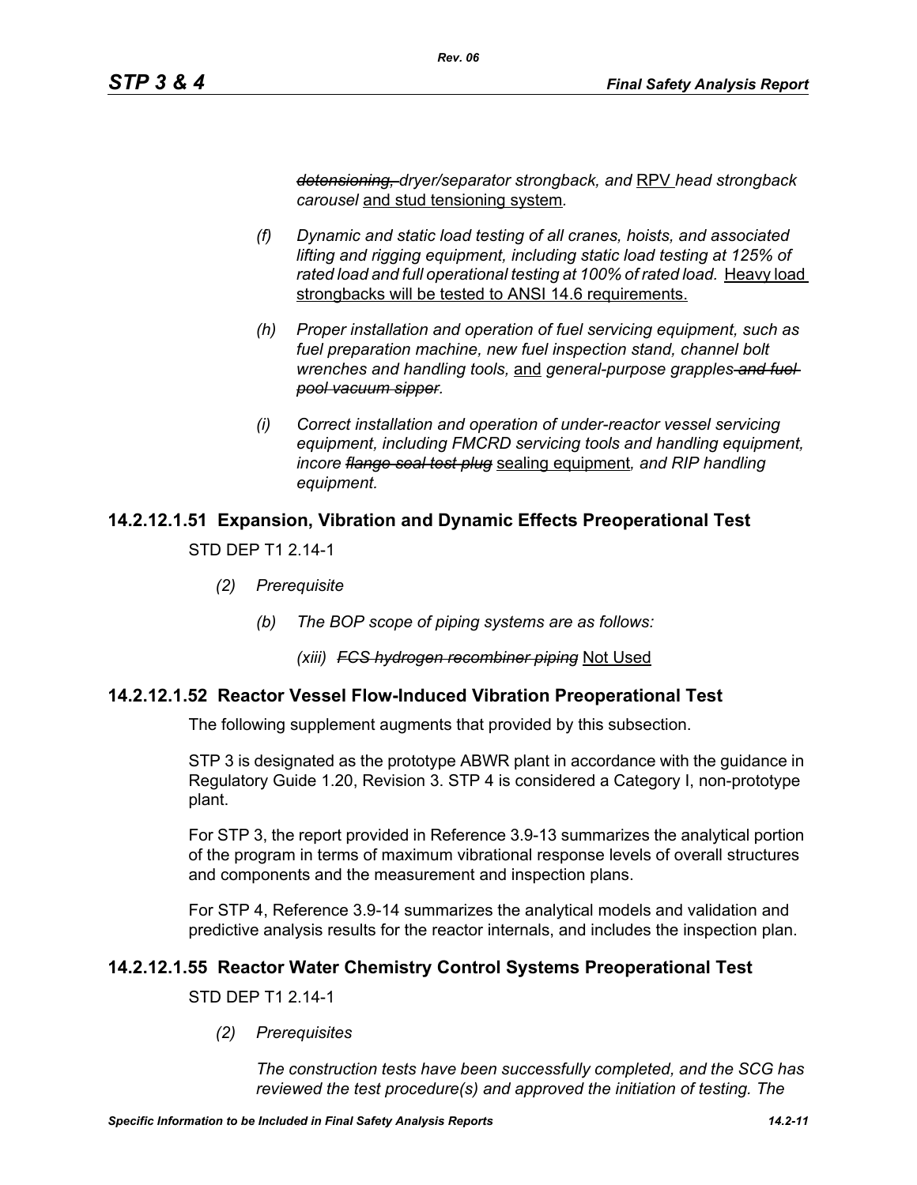*~~detensioning,~~ dryer/separator strongback, and* <u>RPV</u> *head strongback carousel* <u>and stud tensioning system</u>*.*

*(f) Dynamic and static load testing of all cranes, hoists, and associated lifting and rigging equipment, including static load testing at 125% of rated load and full operational testing at 100% of rated load.* <u>Heavy load strongbacks will be tested to ANSI 14.6 requirements.</u>

*(h) Proper installation and operation of fuel servicing equipment, such as fuel preparation machine, new fuel inspection stand, channel bolt wrenches and handling tools,* <u>and</u> *general-purpose grapples ~~and fuel pool vacuum sipper~~.*

*(i) Correct installation and operation of under-reactor vessel servicing equipment, including FMCRD servicing tools and handling equipment, incore ~~flange seal test plug~~* <u>sealing equipment</u>*, and RIP handling equipment.*

## 14.2.12.1.51 Expansion, Vibration and Dynamic Effects Preoperational Test

STD DEP T1 2.14-1

*(2) Prerequisite*

*(b) The BOP scope of piping systems are as follows:*

*(xiii) ~~FCS hydrogen recombiner piping~~* <u>Not Used</u>

## 14.2.12.1.52 Reactor Vessel Flow-Induced Vibration Preoperational Test

The following supplement augments that provided by this subsection.

STP 3 is designated as the prototype ABWR plant in accordance with the guidance in Regulatory Guide 1.20, Revision 3. STP 4 is considered a Category I, non-prototype plant.

For STP 3, the report provided in Reference 3.9-13 summarizes the analytical portion of the program in terms of maximum vibrational response levels of overall structures and components and the measurement and inspection plans.

For STP 4, Reference 3.9-14 summarizes the analytical models and validation and predictive analysis results for the reactor internals, and includes the inspection plan.

## 14.2.12.1.55 Reactor Water Chemistry Control Systems Preoperational Test

STD DEP T1 2.14-1

*(2) Prerequisites*

*The construction tests have been successfully completed, and the SCG has reviewed the test procedure(s) and approved the initiation of testing. The*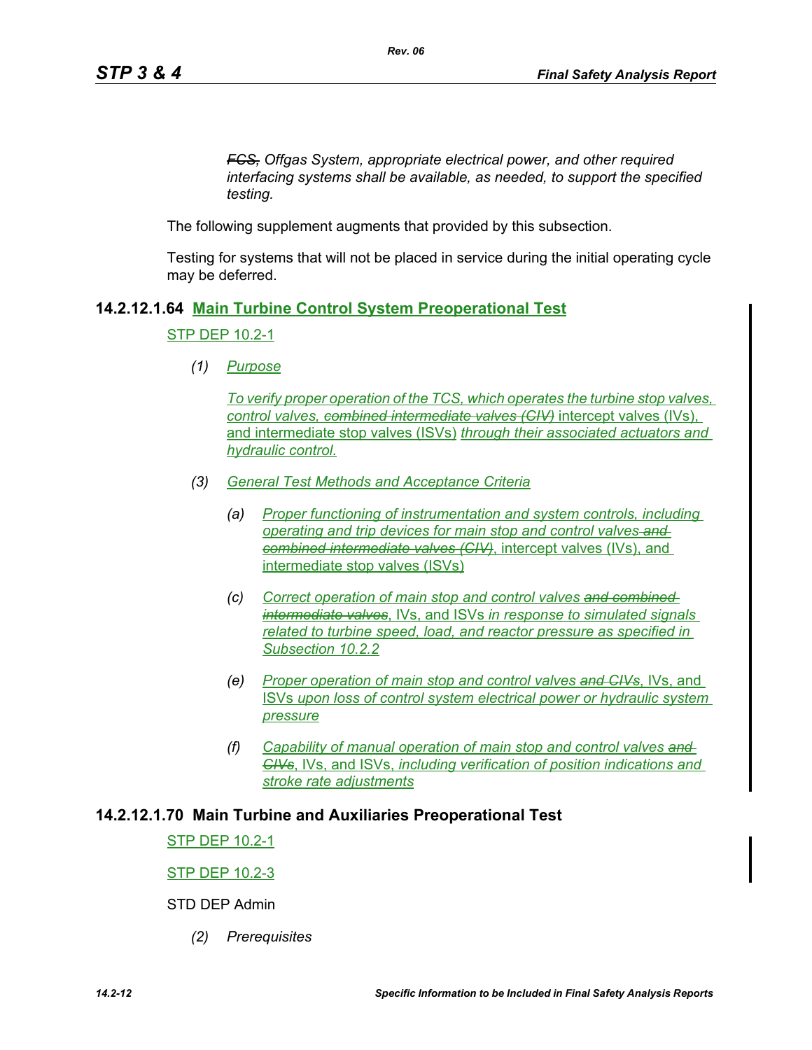*~~FCS,~~ Offgas System, appropriate electrical power, and other required interfacing systems shall be available, as needed, to support the specified testing.*

The following supplement augments that provided by this subsection.

Testing for systems that will not be placed in service during the initial operating cycle may be deferred.

### 14.2.12.1.64 Main Turbine Control System Preoperational Test

STP DEP 10.2-1

*(1) Purpose*

*To verify proper operation of the TCS, which operates the turbine stop valves, control valves, ~~combined intermediate valves (CIV)~~* intercept valves (IVs), and intermediate stop valves (ISVs) *through their associated actuators and hydraulic control.*

*(3) General Test Methods and Acceptance Criteria*

*(a) Proper functioning of instrumentation and system controls, including operating and trip devices for main stop and control valves ~~and combined intermediate valves (CIV)~~*, intercept valves (IVs), and intermediate stop valves (ISVs)

*(c) Correct operation of main stop and control valves ~~and combined intermediate valves~~*, IVs, and ISVs *in response to simulated signals related to turbine speed, load, and reactor pressure as specified in Subsection 10.2.2*

*(e) Proper operation of main stop and control valves ~~and CIVs~~*, IVs, and ISVs *upon loss of control system electrical power or hydraulic system pressure*

*(f) Capability of manual operation of main stop and control valves ~~and CIVs~~*, IVs, and ISVs, *including verification of position indications and stroke rate adjustments*

### 14.2.12.1.70 Main Turbine and Auxiliaries Preoperational Test

STP DEP 10.2-1

STP DEP 10.2-3

STD DEP Admin

*(2) Prerequisites*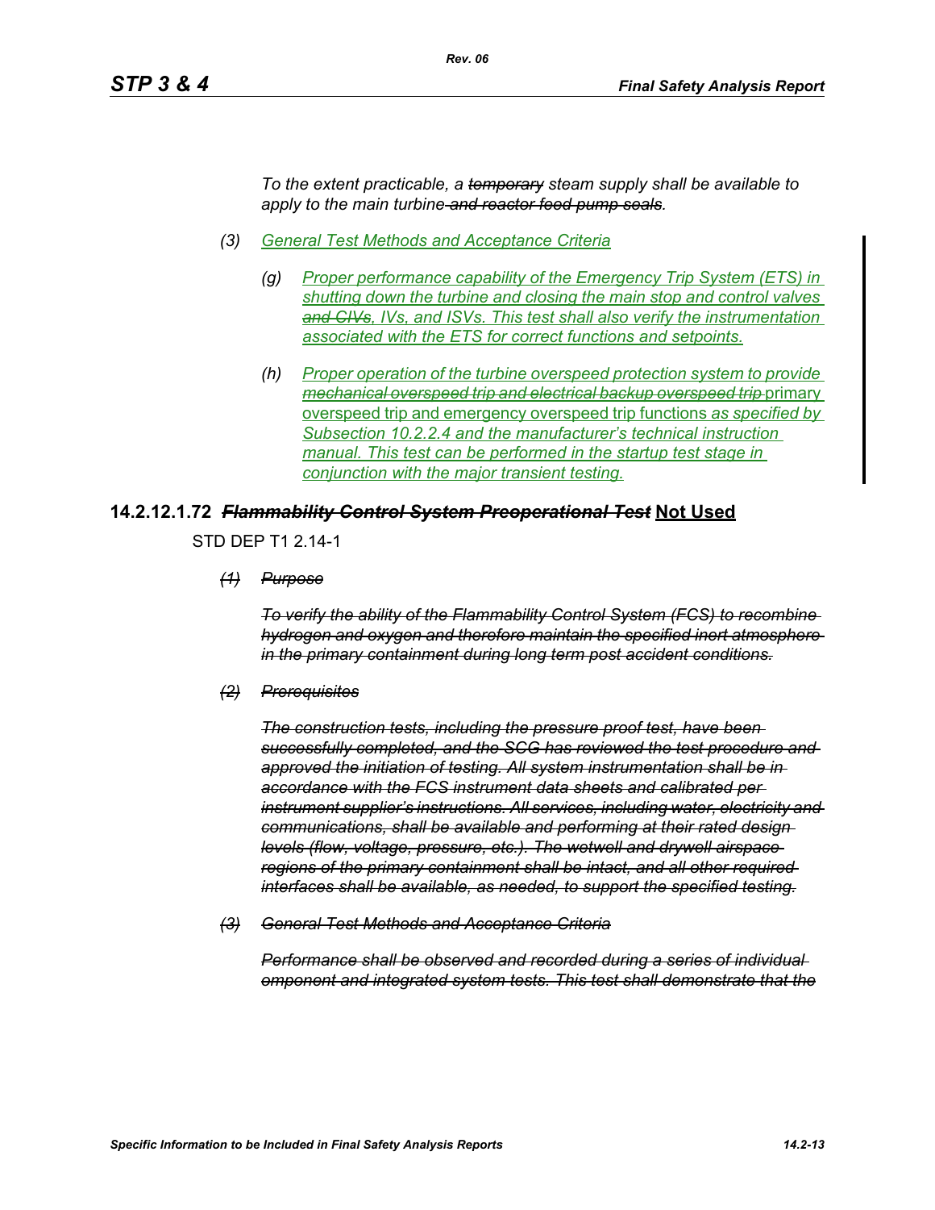*To the extent practicable, a ~~temporary~~ steam supply shall be available to apply to the main turbine ~~and reactor feed pump seals~~.*

(3) *General Test Methods and Acceptance Criteria*

(g) *Proper performance capability of the Emergency Trip System (ETS) in shutting down the turbine and closing the main stop and control valves ~~and CIVs~~, IVs, and ISVs. This test shall also verify the instrumentation associated with the ETS for correct functions and setpoints.*

(h) *Proper operation of the turbine overspeed protection system to provide ~~mechanical overspeed trip and electrical backup overspeed trip~~* primary overspeed trip and emergency overspeed trip functions *as specified by Subsection 10.2.2.4 and the manufacturer's technical instruction manual. This test can be performed in the startup test stage in conjunction with the major transient testing.*

## 14.2.12.1.72 ~~*Flammability Control System Preoperational Test*~~ Not Used

STD DEP T1 2.14-1

~~*(1) Purpose*~~

~~*To verify the ability of the Flammability Control System (FCS) to recombine hydrogen and oxygen and therefore maintain the specified inert atmosphere in the primary containment during long term post accident conditions.*~~

~~*(2) Prerequisites*~~

~~*The construction tests, including the pressure proof test, have been successfully completed, and the SCG has reviewed the test procedure and approved the initiation of testing. All system instrumentation shall be in accordance with the FCS instrument data sheets and calibrated per instrument supplier's instructions. All services, including water, electricity and communications, shall be available and performing at their rated design levels (flow, voltage, pressure, etc.). The wetwell and drywell airspace regions of the primary containment shall be intact, and all other required interfaces shall be available, as needed, to support the specified testing.*~~

~~*(3) General Test Methods and Acceptance Criteria*~~

~~*Performance shall be observed and recorded during a series of individual omponent and integrated system tests. This test shall demonstrate that the*~~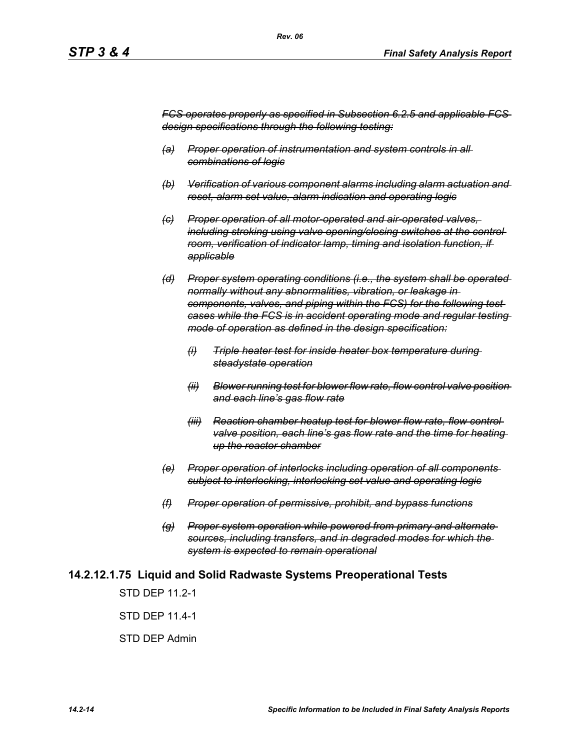~~*FCS operates properly as specified in Subsection 6.2.5 and applicable FCS design specifications through the following testing:*~~

- ~~*(a) Proper operation of instrumentation and system controls in all combinations of logic*~~
- ~~*(b) Verification of various component alarms including alarm actuation and reset, alarm set value, alarm indication and operating logic*~~
- ~~*(c) Proper operation of all motor-operated and air-operated valves, including stroking using valve opening/closing switches at the control room, verification of indicator lamp, timing and isolation function, if applicable*~~
- ~~*(d) Proper system operating conditions (i.e., the system shall be operated normally without any abnormalities, vibration, or leakage in components, valves, and piping within the FCS) for the following test cases while the FCS is in accident operating mode and regular testing mode of operation as defined in the design specification:*~~
  - ~~*(i) Triple heater test for inside heater box temperature during steadystate operation*~~
  - ~~*(ii) Blower running test for blower flow rate, flow control valve position and each line's gas flow rate*~~
  - ~~*(iii) Reaction chamber heatup test for blower flow rate, flow control valve position, each line's gas flow rate and the time for heating up the reactor chamber*~~
- ~~*(e) Proper operation of interlocks including operation of all components subject to interlocking, interlocking set value and operating logic*~~
- ~~*(f) Proper operation of permissive, prohibit, and bypass functions*~~
- ~~*(g) Proper system operation while powered from primary and alternate sources, including transfers, and in degraded modes for which the system is expected to remain operational*~~

### 14.2.12.1.75 Liquid and Solid Radwaste Systems Preoperational Tests

STD DEP 11.2-1

STD DEP 11.4-1

STD DEP Admin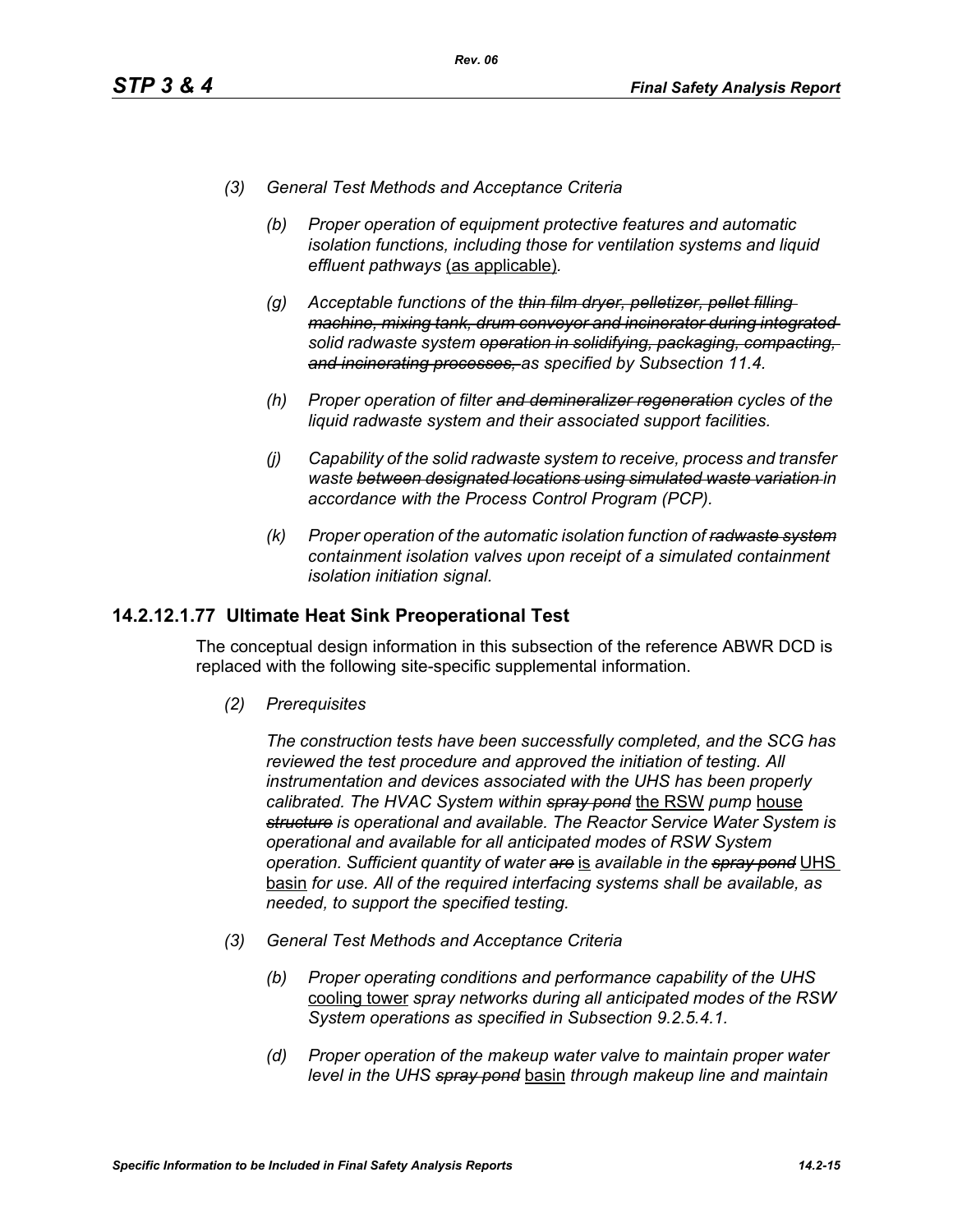*(3) General Test Methods and Acceptance Criteria*

*(b) Proper operation of equipment protective features and automatic isolation functions, including those for ventilation systems and liquid effluent pathways* <u>(as applicable)</u>.

*(g) Acceptable functions of the ~~thin film dryer, pelletizer, pellet filling machine, mixing tank, drum conveyor and incinerator during integrated~~ solid radwaste system ~~operation in solidifying, packaging, compacting, and incinerating processes,~~ as specified by Subsection 11.4.*

*(h) Proper operation of filter ~~and demineralizer regeneration~~ cycles of the liquid radwaste system and their associated support facilities.*

*(j) Capability of the solid radwaste system to receive, process and transfer waste ~~between designated locations using simulated waste variation~~ in accordance with the Process Control Program (PCP).*

*(k) Proper operation of the automatic isolation function of ~~radwaste system~~ containment isolation valves upon receipt of a simulated containment isolation initiation signal.*

## 14.2.12.1.77 Ultimate Heat Sink Preoperational Test

The conceptual design information in this subsection of the reference ABWR DCD is replaced with the following site-specific supplemental information.

*(2) Prerequisites*

*The construction tests have been successfully completed, and the SCG has reviewed the test procedure and approved the initiation of testing. All instrumentation and devices associated with the UHS has been properly calibrated. The HVAC System within ~~spray pond~~* <u>the RSW</u> *pump* <u>house</u> *~~structure~~ is operational and available. The Reactor Service Water System is operational and available for all anticipated modes of RSW System operation. Sufficient quantity of water ~~are~~* <u>is</u> *available in the ~~spray pond~~* <u>UHS basin</u> *for use. All of the required interfacing systems shall be available, as needed, to support the specified testing.*

*(3) General Test Methods and Acceptance Criteria*

*(b) Proper operating conditions and performance capability of the UHS* <u>cooling tower</u> *spray networks during all anticipated modes of the RSW System operations as specified in Subsection 9.2.5.4.1.*

*(d) Proper operation of the makeup water valve to maintain proper water level in the UHS ~~spray pond~~* <u>basin</u> *through makeup line and maintain*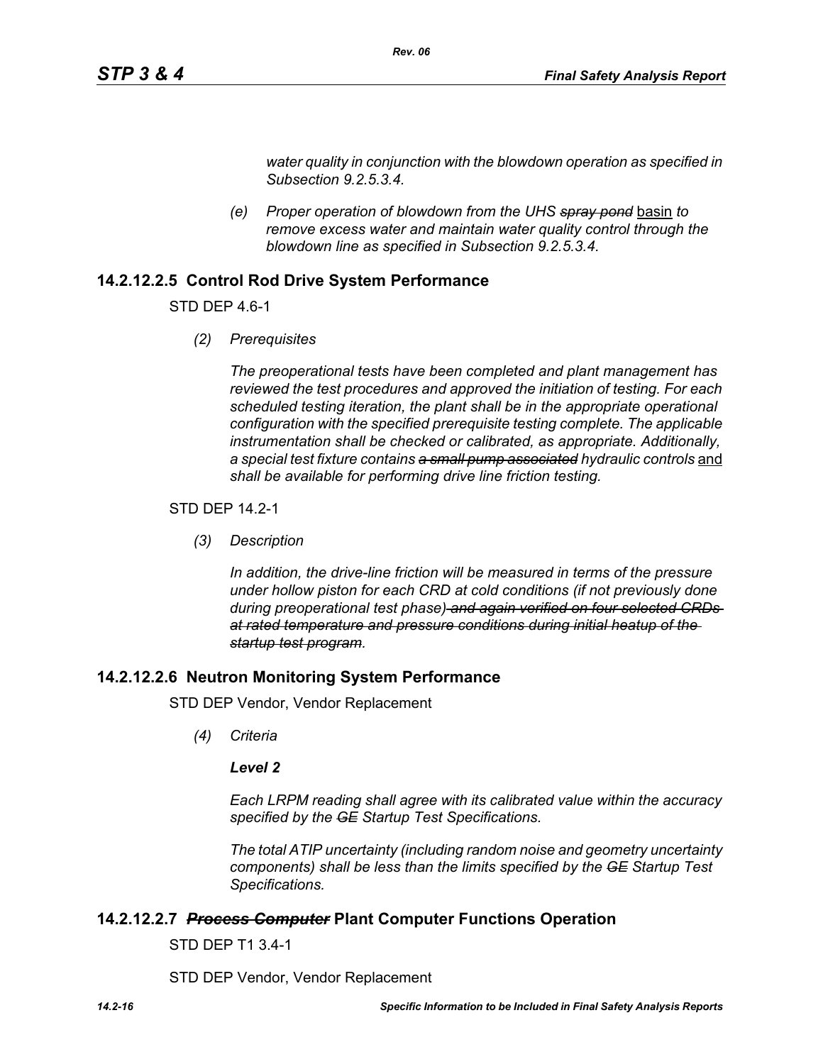*water quality in conjunction with the blowdown operation as specified in Subsection 9.2.5.3.4.*

*(e) Proper operation of blowdown from the UHS* ~~*spray pond*~~ basin *to remove excess water and maintain water quality control through the blowdown line as specified in Subsection 9.2.5.3.4.*

## 14.2.12.2.5 Control Rod Drive System Performance

STD DEP 4.6-1

*(2) Prerequisites*

*The preoperational tests have been completed and plant management has reviewed the test procedures and approved the initiation of testing. For each scheduled testing iteration, the plant shall be in the appropriate operational configuration with the specified prerequisite testing complete. The applicable instrumentation shall be checked or calibrated, as appropriate. Additionally, a special test fixture contains* ~~*a small pump associated*~~ *hydraulic controls* and *shall be available for performing drive line friction testing.*

STD DEP 14.2-1

*(3) Description*

*In addition, the drive-line friction will be measured in terms of the pressure under hollow piston for each CRD at cold conditions (if not previously done during preoperational test phase)* ~~*and again verified on four selected CRDs at rated temperature and pressure conditions during initial heatup of the startup test program*~~*.*

## 14.2.12.2.6 Neutron Monitoring System Performance

STD DEP Vendor, Vendor Replacement

*(4) Criteria*

***Level 2***

*Each LRPM reading shall agree with its calibrated value within the accuracy specified by the* ~~*GE*~~ *Startup Test Specifications.*

*The total ATIP uncertainty (including random noise and geometry uncertainty components) shall be less than the limits specified by the* ~~*GE*~~ *Startup Test Specifications.*

## 14.2.12.2.7 ~~*Process Computer*~~ Plant Computer Functions Operation

STD DEP T1 3.4-1

STD DEP Vendor, Vendor Replacement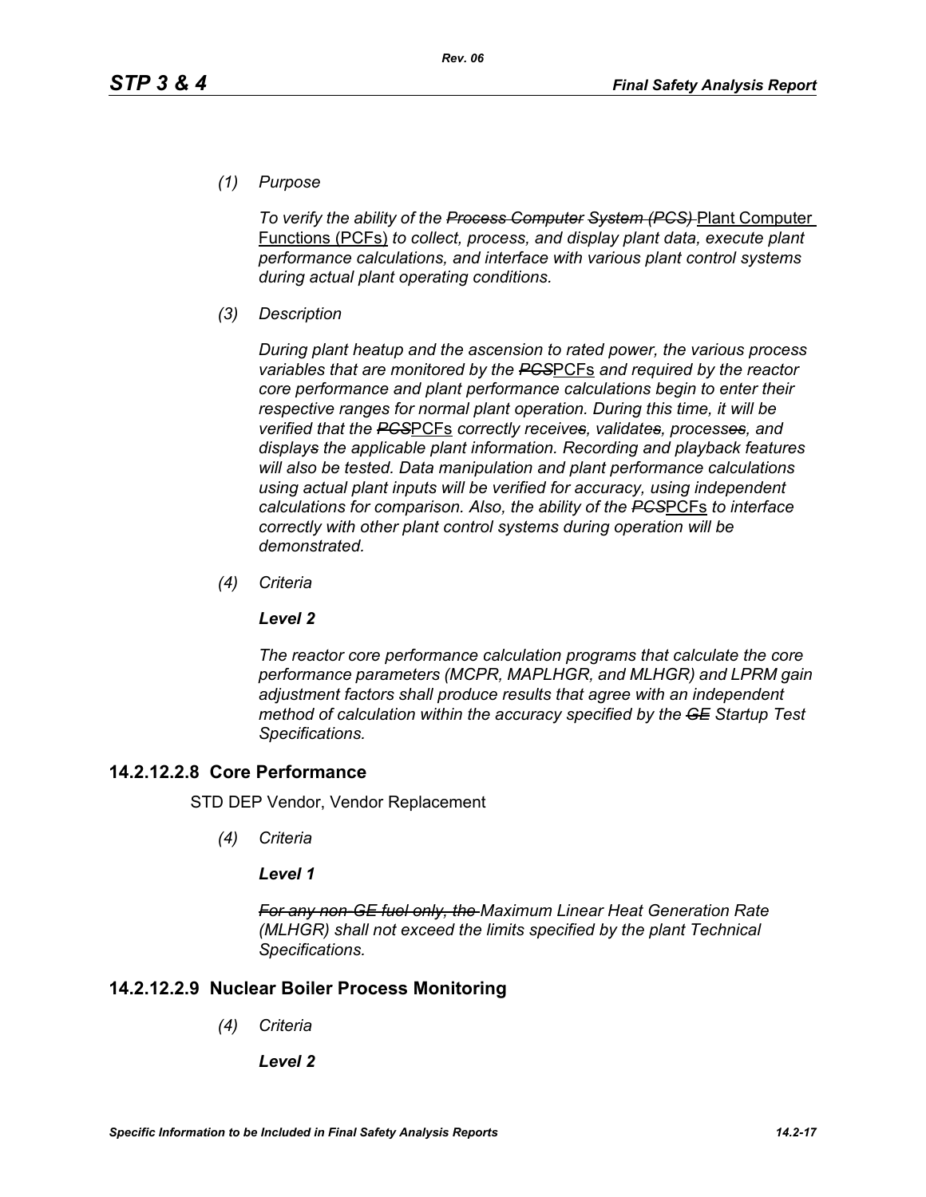*(1) Purpose*

*To verify the ability of the ~~Process Computer System (PCS)~~* <u>Plant Computer Functions (PCFs)</u> *to collect, process, and display plant data, execute plant performance calculations, and interface with various plant control systems during actual plant operating conditions.*

*(3) Description*

*During plant heatup and the ascension to rated power, the various process variables that are monitored by the ~~PCS~~*<u>PCFs</u> *and required by the reactor core performance and plant performance calculations begin to enter their respective ranges for normal plant operation. During this time, it will be verified that the ~~PCS~~*<u>PCFs</u> *correctly receive~~s~~, validate~~s~~, process~~es~~, and display~~s~~ the applicable plant information. Recording and playback features will also be tested. Data manipulation and plant performance calculations using actual plant inputs will be verified for accuracy, using independent calculations for comparison. Also, the ability of the ~~PCS~~*<u>PCFs</u> *to interface correctly with other plant control systems during operation will be demonstrated.*

*(4) Criteria*

***Level 2***

*The reactor core performance calculation programs that calculate the core performance parameters (MCPR, MAPLHGR, and MLHGR) and LPRM gain adjustment factors shall produce results that agree with an independent method of calculation within the accuracy specified by the ~~GE~~ Startup Test Specifications.*

## 14.2.12.2.8 Core Performance

STD DEP Vendor, Vendor Replacement

*(4) Criteria*

***Level 1***

*~~For any non-GE fuel only, the~~ Maximum Linear Heat Generation Rate (MLHGR) shall not exceed the limits specified by the plant Technical Specifications.*

## 14.2.12.2.9 Nuclear Boiler Process Monitoring

*(4) Criteria*

***Level 2***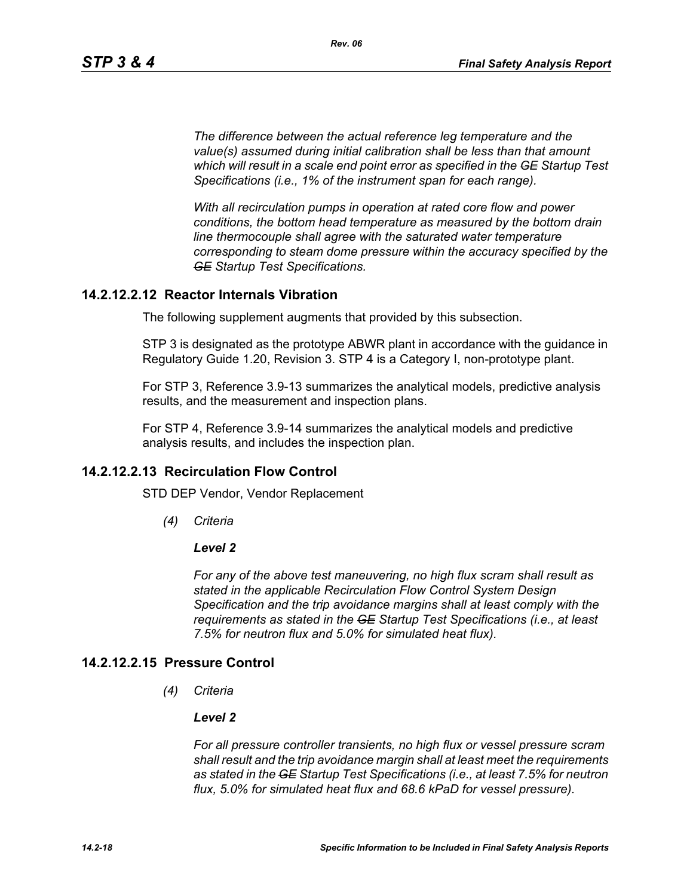*The difference between the actual reference leg temperature and the value(s) assumed during initial calibration shall be less than that amount which will result in a scale end point error as specified in the ~~GE~~ Startup Test Specifications (i.e., 1% of the instrument span for each range).*

*With all recirculation pumps in operation at rated core flow and power conditions, the bottom head temperature as measured by the bottom drain line thermocouple shall agree with the saturated water temperature corresponding to steam dome pressure within the accuracy specified by the ~~GE~~ Startup Test Specifications.*

## 14.2.12.2.12 Reactor Internals Vibration

The following supplement augments that provided by this subsection.

STP 3 is designated as the prototype ABWR plant in accordance with the guidance in Regulatory Guide 1.20, Revision 3. STP 4 is a Category I, non-prototype plant.

For STP 3, Reference 3.9-13 summarizes the analytical models, predictive analysis results, and the measurement and inspection plans.

For STP 4, Reference 3.9-14 summarizes the analytical models and predictive analysis results, and includes the inspection plan.

## 14.2.12.2.13 Recirculation Flow Control

STD DEP Vendor, Vendor Replacement

*(4) Criteria*

***Level 2***

*For any of the above test maneuvering, no high flux scram shall result as stated in the applicable Recirculation Flow Control System Design Specification and the trip avoidance margins shall at least comply with the requirements as stated in the ~~GE~~ Startup Test Specifications (i.e., at least 7.5% for neutron flux and 5.0% for simulated heat flux).*

## 14.2.12.2.15 Pressure Control

*(4) Criteria*

***Level 2***

*For all pressure controller transients, no high flux or vessel pressure scram shall result and the trip avoidance margin shall at least meet the requirements as stated in the ~~GE~~ Startup Test Specifications (i.e., at least 7.5% for neutron flux, 5.0% for simulated heat flux and 68.6 kPaD for vessel pressure).*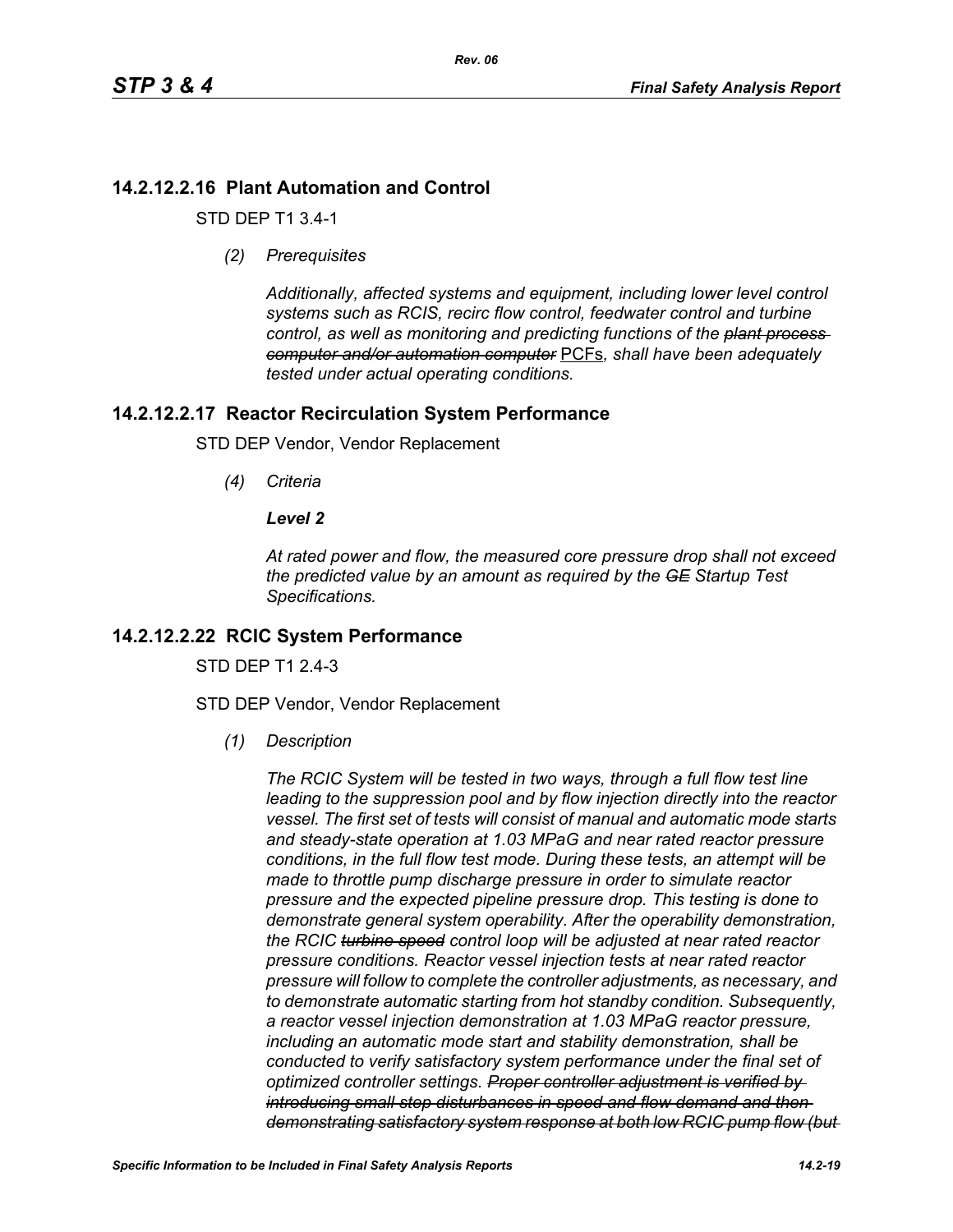## 14.2.12.2.16 Plant Automation and Control

STD DEP T1 3.4-1

*(2) Prerequisites*

*Additionally, affected systems and equipment, including lower level control systems such as RCIS, recirc flow control, feedwater control and turbine control, as well as monitoring and predicting functions of the ~~plant process computer and/or automation computer~~* <u>PCFs</u>*, shall have been adequately tested under actual operating conditions.*

## 14.2.12.2.17 Reactor Recirculation System Performance

STD DEP Vendor, Vendor Replacement

*(4) Criteria*

***Level 2***

*At rated power and flow, the measured core pressure drop shall not exceed the predicted value by an amount as required by the ~~GE~~ Startup Test Specifications.*

## 14.2.12.2.22 RCIC System Performance

STD DEP T1 2.4-3

STD DEP Vendor, Vendor Replacement

*(1) Description*

*The RCIC System will be tested in two ways, through a full flow test line leading to the suppression pool and by flow injection directly into the reactor vessel. The first set of tests will consist of manual and automatic mode starts and steady-state operation at 1.03 MPaG and near rated reactor pressure conditions, in the full flow test mode. During these tests, an attempt will be made to throttle pump discharge pressure in order to simulate reactor pressure and the expected pipeline pressure drop. This testing is done to demonstrate general system operability. After the operability demonstration, the RCIC ~~turbine speed~~ control loop will be adjusted at near rated reactor pressure conditions. Reactor vessel injection tests at near rated reactor pressure will follow to complete the controller adjustments, as necessary, and to demonstrate automatic starting from hot standby condition. Subsequently, a reactor vessel injection demonstration at 1.03 MPaG reactor pressure, including an automatic mode start and stability demonstration, shall be conducted to verify satisfactory system performance under the final set of optimized controller settings. ~~Proper controller adjustment is verified by introducing small step disturbances in speed and flow demand and then demonstrating satisfactory system response at both low RCIC pump flow (but~~*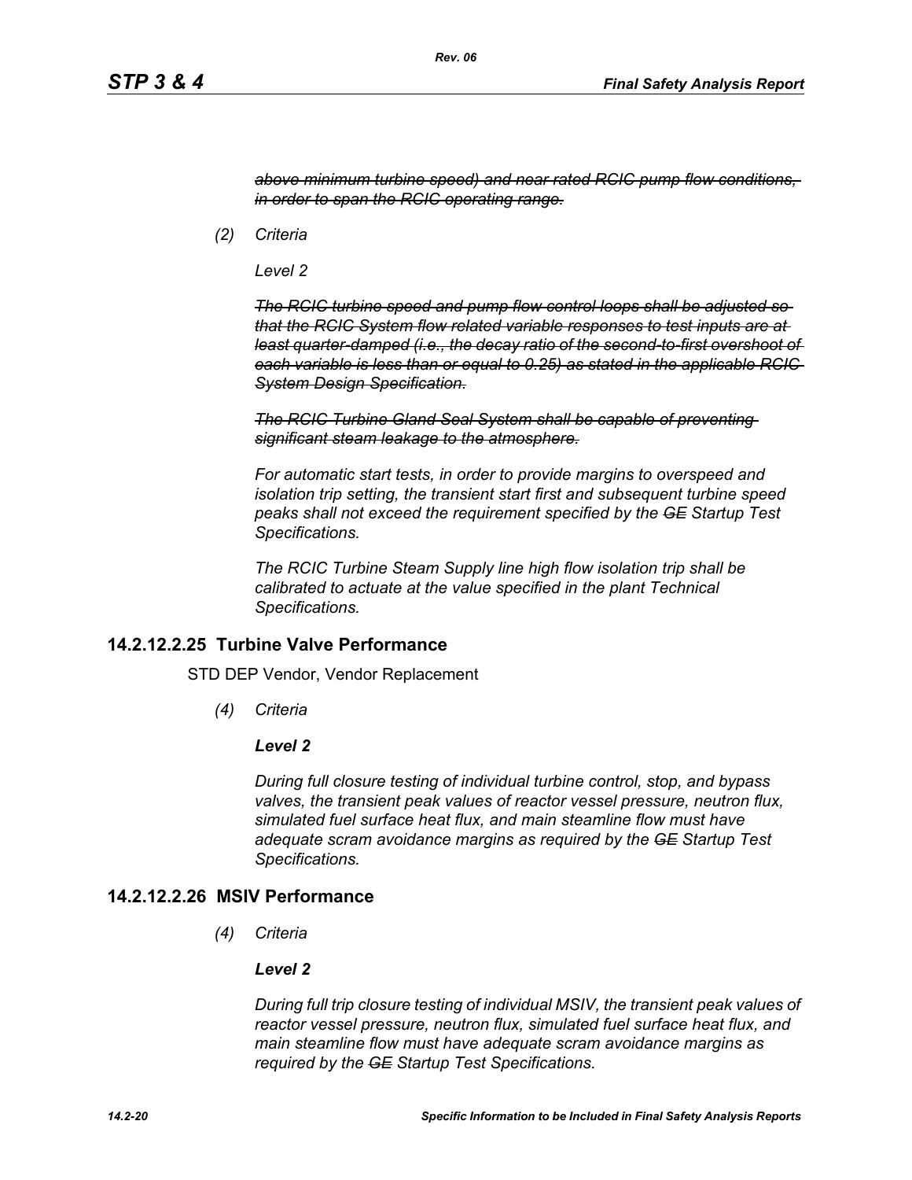*~~above minimum turbine speed) and near rated RCIC pump flow conditions, in order to span the RCIC operating range.~~*

*(2) Criteria*

*Level 2*

*~~The RCIC turbine speed and pump flow control loops shall be adjusted so that the RCIC System flow related variable responses to test inputs are at least quarter-damped (i.e., the decay ratio of the second-to-first overshoot of each variable is less than or equal to 0.25) as stated in the applicable RCIC System Design Specification.~~*

*~~The RCIC Turbine Gland Seal System shall be capable of preventing significant steam leakage to the atmosphere.~~*

*For automatic start tests, in order to provide margins to overspeed and isolation trip setting, the transient start first and subsequent turbine speed peaks shall not exceed the requirement specified by the ~~GE~~ Startup Test Specifications.*

*The RCIC Turbine Steam Supply line high flow isolation trip shall be calibrated to actuate at the value specified in the plant Technical Specifications.*

## 14.2.12.2.25 Turbine Valve Performance

STD DEP Vendor, Vendor Replacement

*(4) Criteria*

***Level 2***

*During full closure testing of individual turbine control, stop, and bypass valves, the transient peak values of reactor vessel pressure, neutron flux, simulated fuel surface heat flux, and main steamline flow must have adequate scram avoidance margins as required by the ~~GE~~ Startup Test Specifications.*

## 14.2.12.2.26 MSIV Performance

*(4) Criteria*

***Level 2***

*During full trip closure testing of individual MSIV, the transient peak values of reactor vessel pressure, neutron flux, simulated fuel surface heat flux, and main steamline flow must have adequate scram avoidance margins as required by the ~~GE~~ Startup Test Specifications.*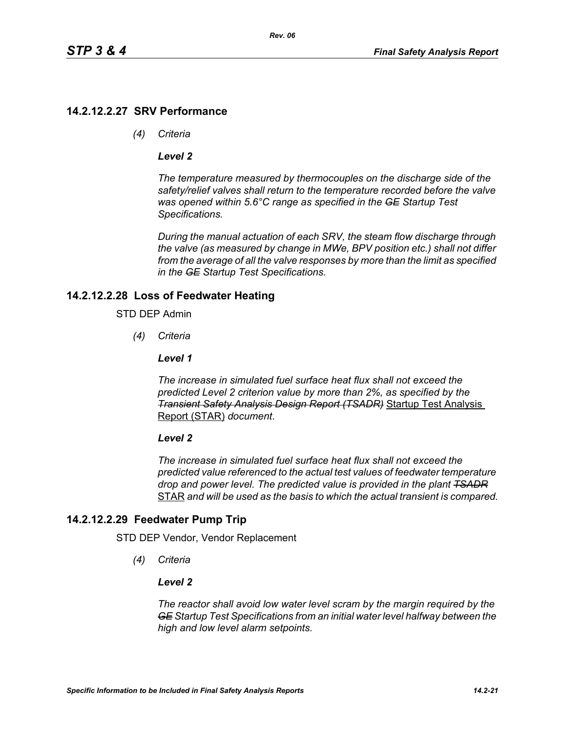## 14.2.12.2.27 SRV Performance

*(4) Criteria*

***Level 2***

*The temperature measured by thermocouples on the discharge side of the safety/relief valves shall return to the temperature recorded before the valve was opened within 5.6°C range as specified in the ~~GE~~ Startup Test Specifications.*

*During the manual actuation of each SRV, the steam flow discharge through the valve (as measured by change in MWe, BPV position etc.) shall not differ from the average of all the valve responses by more than the limit as specified in the ~~GE~~ Startup Test Specifications.*

## 14.2.12.2.28 Loss of Feedwater Heating

STD DEP Admin

*(4) Criteria*

***Level 1***

*The increase in simulated fuel surface heat flux shall not exceed the predicted Level 2 criterion value by more than 2%, as specified by the ~~Transient Safety Analysis Design Report (TSADR)~~* <u>Startup Test Analysis Report (STAR)</u> *document*.

***Level 2***

*The increase in simulated fuel surface heat flux shall not exceed the predicted value referenced to the actual test values of feedwater temperature drop and power level. The predicted value is provided in the plant ~~TSADR~~* <u>STAR</u> *and will be used as the basis to which the actual transient is compared.*

## 14.2.12.2.29 Feedwater Pump Trip

STD DEP Vendor, Vendor Replacement

*(4) Criteria*

***Level 2***

*The reactor shall avoid low water level scram by the margin required by the ~~GE~~ Startup Test Specifications from an initial water level halfway between the high and low level alarm setpoints.*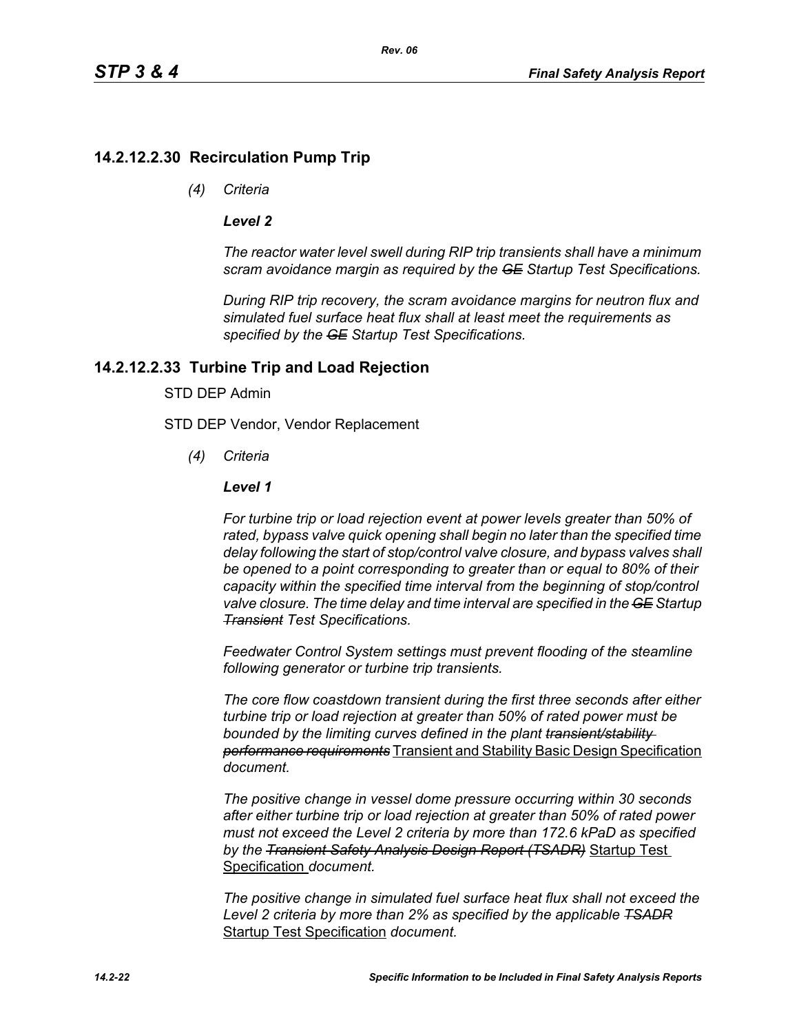## 14.2.12.2.30 Recirculation Pump Trip

*(4) Criteria*

***Level 2***

*The reactor water level swell during RIP trip transients shall have a minimum scram avoidance margin as required by the ~~GE~~ Startup Test Specifications.*

*During RIP trip recovery, the scram avoidance margins for neutron flux and simulated fuel surface heat flux shall at least meet the requirements as specified by the ~~GE~~ Startup Test Specifications.*

## 14.2.12.2.33 Turbine Trip and Load Rejection

STD DEP Admin

STD DEP Vendor, Vendor Replacement

*(4) Criteria*

***Level 1***

*For turbine trip or load rejection event at power levels greater than 50% of rated, bypass valve quick opening shall begin no later than the specified time delay following the start of stop/control valve closure, and bypass valves shall be opened to a point corresponding to greater than or equal to 80% of their capacity within the specified time interval from the beginning of stop/control valve closure. The time delay and time interval are specified in the ~~GE~~ Startup ~~Transient~~ Test Specifications.*

*Feedwater Control System settings must prevent flooding of the steamline following generator or turbine trip transients.*

*The core flow coastdown transient during the first three seconds after either turbine trip or load rejection at greater than 50% of rated power must be bounded by the limiting curves defined in the plant ~~transient/stability performance requirements~~* <u>Transient and Stability Basic Design Specification</u> *document.*

*The positive change in vessel dome pressure occurring within 30 seconds after either turbine trip or load rejection at greater than 50% of rated power must not exceed the Level 2 criteria by more than 172.6 kPaD as specified by the ~~Transient Safety Analysis Design Report (TSADR)~~* <u>Startup Test Specification</u> *document.*

*The positive change in simulated fuel surface heat flux shall not exceed the Level 2 criteria by more than 2% as specified by the applicable ~~TSADR~~* <u>Startup Test Specification</u> *document.*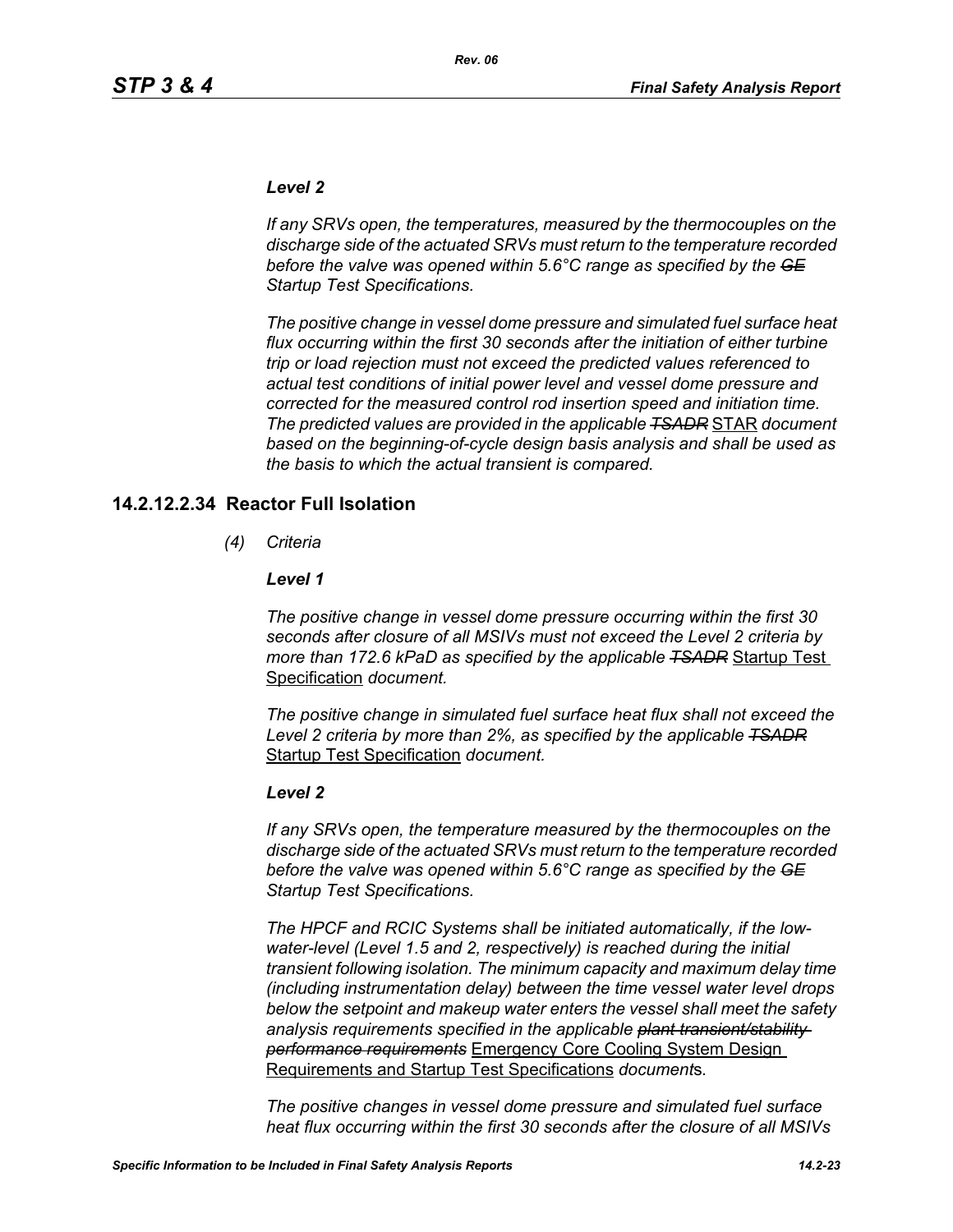***Level 2***

*If any SRVs open, the temperatures, measured by the thermocouples on the discharge side of the actuated SRVs must return to the temperature recorded before the valve was opened within 5.6°C range as specified by the ~~GE~~ Startup Test Specifications.*

*The positive change in vessel dome pressure and simulated fuel surface heat flux occurring within the first 30 seconds after the initiation of either turbine trip or load rejection must not exceed the predicted values referenced to actual test conditions of initial power level and vessel dome pressure and corrected for the measured control rod insertion speed and initiation time. The predicted values are provided in the applicable ~~TSADR~~* STAR *document based on the beginning-of-cycle design basis analysis and shall be used as the basis to which the actual transient is compared.*

## 14.2.12.2.34 Reactor Full Isolation

*(4) Criteria*

***Level 1***

*The positive change in vessel dome pressure occurring within the first 30 seconds after closure of all MSIVs must not exceed the Level 2 criteria by more than 172.6 kPaD as specified by the applicable ~~TSADR~~* Startup Test Specification *document.*

*The positive change in simulated fuel surface heat flux shall not exceed the Level 2 criteria by more than 2%, as specified by the applicable ~~TSADR~~* Startup Test Specification *document.*

***Level 2***

*If any SRVs open, the temperature measured by the thermocouples on the discharge side of the actuated SRVs must return to the temperature recorded before the valve was opened within 5.6°C range as specified by the ~~GE~~ Startup Test Specifications.*

*The HPCF and RCIC Systems shall be initiated automatically, if the low-water-level (Level 1.5 and 2, respectively) is reached during the initial transient following isolation. The minimum capacity and maximum delay time (including instrumentation delay) between the time vessel water level drops below the setpoint and makeup water enters the vessel shall meet the safety analysis requirements specified in the applicable ~~plant transient/stability performance requirements~~* Emergency Core Cooling System Design Requirements and Startup Test Specifications *document*s*.*

*The positive changes in vessel dome pressure and simulated fuel surface heat flux occurring within the first 30 seconds after the closure of all MSIVs*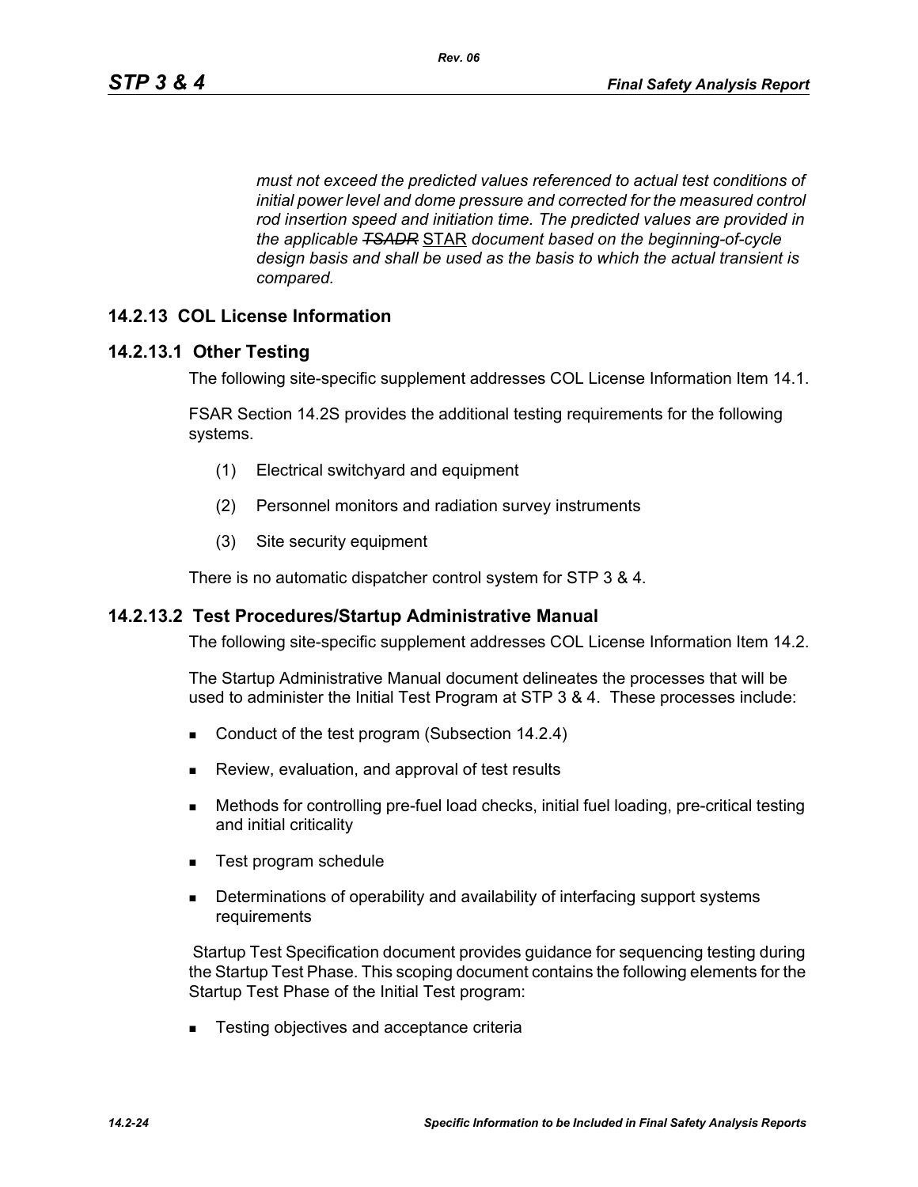*must not exceed the predicted values referenced to actual test conditions of initial power level and dome pressure and corrected for the measured control rod insertion speed and initiation time. The predicted values are provided in the applicable ~~TSADR~~ STAR document based on the beginning-of-cycle design basis and shall be used as the basis to which the actual transient is compared.*

## 14.2.13 COL License Information

### 14.2.13.1 Other Testing

The following site-specific supplement addresses COL License Information Item 14.1.

FSAR Section 14.2S provides the additional testing requirements for the following systems.

(1) Electrical switchyard and equipment

(2) Personnel monitors and radiation survey instruments

(3) Site security equipment

There is no automatic dispatcher control system for STP 3 & 4.

### 14.2.13.2 Test Procedures/Startup Administrative Manual

The following site-specific supplement addresses COL License Information Item 14.2.

The Startup Administrative Manual document delineates the processes that will be used to administer the Initial Test Program at STP 3 & 4. These processes include:

- Conduct of the test program (Subsection 14.2.4)
- Review, evaluation, and approval of test results
- Methods for controlling pre-fuel load checks, initial fuel loading, pre-critical testing and initial criticality
- Test program schedule
- Determinations of operability and availability of interfacing support systems requirements

Startup Test Specification document provides guidance for sequencing testing during the Startup Test Phase. This scoping document contains the following elements for the Startup Test Phase of the Initial Test program:

- Testing objectives and acceptance criteria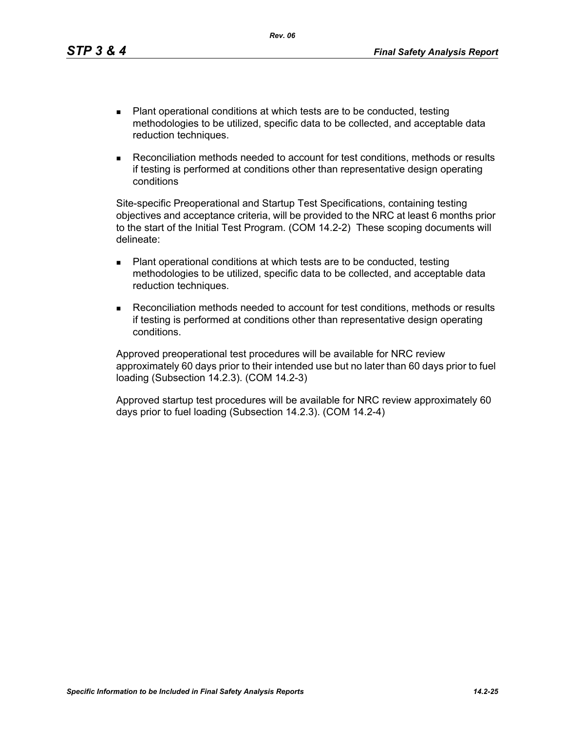- Plant operational conditions at which tests are to be conducted, testing methodologies to be utilized, specific data to be collected, and acceptable data reduction techniques.
- Reconciliation methods needed to account for test conditions, methods or results if testing is performed at conditions other than representative design operating conditions

Site-specific Preoperational and Startup Test Specifications, containing testing objectives and acceptance criteria, will be provided to the NRC at least 6 months prior to the start of the Initial Test Program. (COM 14.2-2) These scoping documents will delineate:

- Plant operational conditions at which tests are to be conducted, testing methodologies to be utilized, specific data to be collected, and acceptable data reduction techniques.
- Reconciliation methods needed to account for test conditions, methods or results if testing is performed at conditions other than representative design operating conditions.

Approved preoperational test procedures will be available for NRC review approximately 60 days prior to their intended use but no later than 60 days prior to fuel loading (Subsection 14.2.3). (COM 14.2-3)

Approved startup test procedures will be available for NRC review approximately 60 days prior to fuel loading (Subsection 14.2.3). (COM 14.2-4)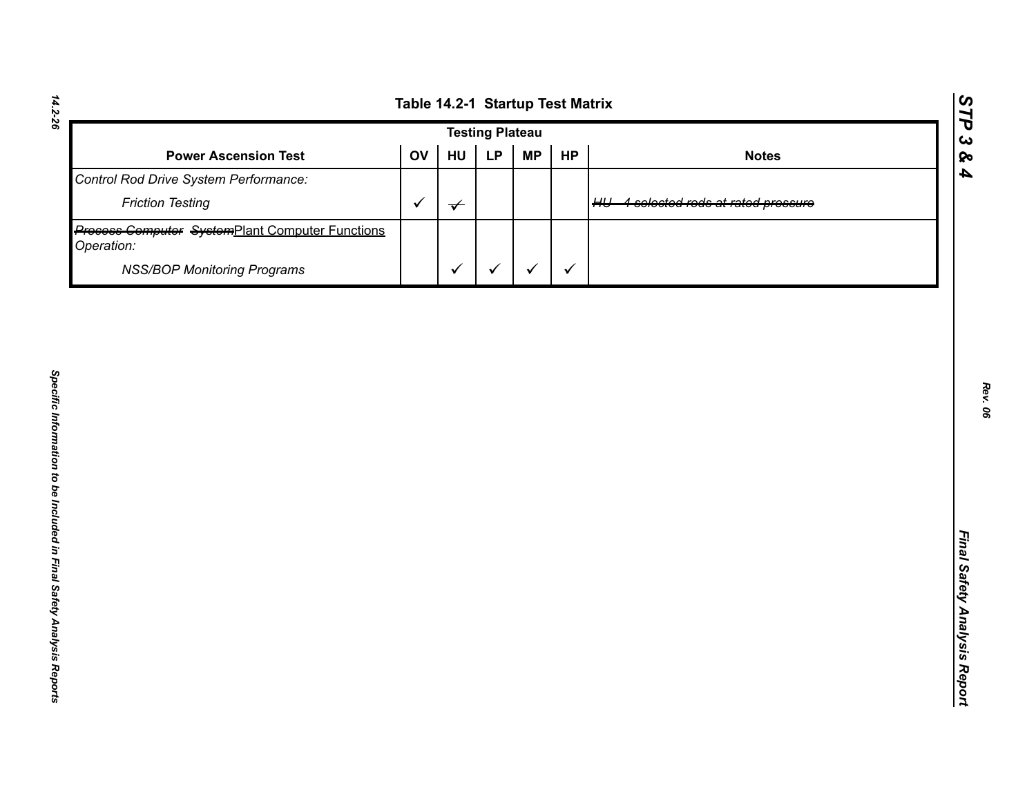# Table 14.2-1 Startup Test Matrix

| Power Ascension Test | Testing Plateau | | | | | Notes |
|---|---|---|---|---|---|---|
| | OV | HU | LP | MP | HP | |
| *Control Rod Drive System Performance:* | | | | | | |
| *Friction Testing* | ✓ | ~~✓~~ | | | | ~~*HU - 4 selected rods at rated pressure*~~ |
| ~~*Process Computer System*~~Plant Computer Functions *Operation:* | | | | | | |
| *NSS/BOP Monitoring Programs* | | ✓ | ✓ | ✓ | ✓ | |